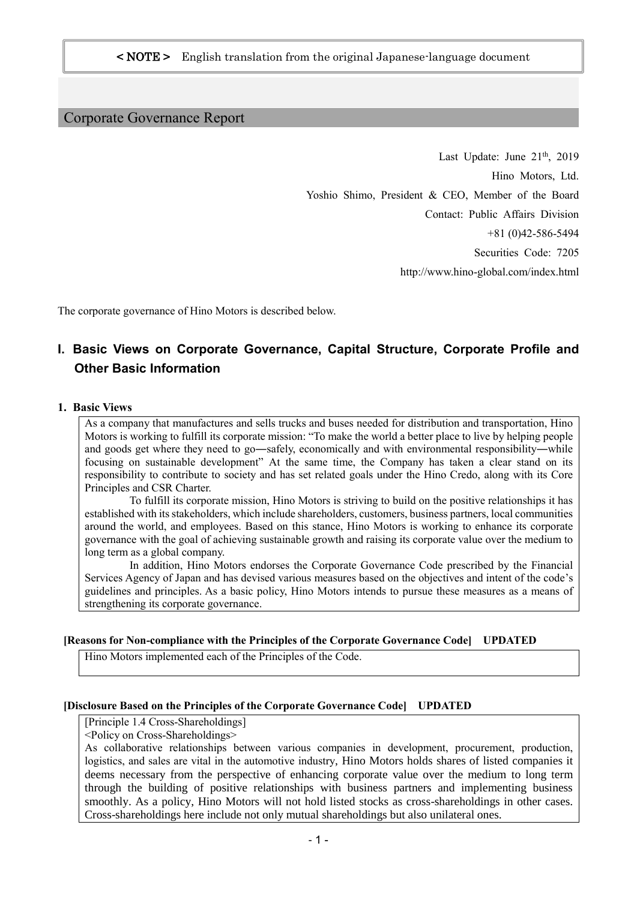< NOTE > English translation from the original Japanese-language document

# Corporate Governance Report

Last Update: June 21th, 2019

Hino Motors, Ltd.

Yoshio Shimo, President & CEO, Member of the Board

Contact: Public Affairs Division

+81 (0)42-586-5494

Securities Code: 7205

http://www.hino-global.com/index.html

The corporate governance of Hino Motors is described below.

## I. Basic Views on Corporate Governance, Capital Structure, Corporate Profile and Other Basic Information

### 1. Basic Views

As a company that manufactures and sells trucks and buses needed for distribution and transportation, Hino Motors is working to fulfill its corporate mission: "To make the world a better place to live by helping people and goods get where they need to go―safely, economically and with environmental responsibility―while focusing on sustainable development" At the same time, the Company has taken a clear stand on its responsibility to contribute to society and has set related goals under the Hino Credo, along with its Core Principles and CSR Charter.

To fulfill its corporate mission, Hino Motors is striving to build on the positive relationships it has established with its stakeholders, which include shareholders, customers, business partners, local communities around the world, and employees. Based on this stance, Hino Motors is working to enhance its corporate governance with the goal of achieving sustainable growth and raising its corporate value over the medium to long term as a global company.

In addition, Hino Motors endorses the Corporate Governance Code prescribed by the Financial Services Agency of Japan and has devised various measures based on the objectives and intent of the code's guidelines and principles. As a basic policy, Hino Motors intends to pursue these measures as a means of strengthening its corporate governance.

**[Reasons for Non-compliance with the Principles of the Corporate Governance Code] UPDATED**

Hino Motors implemented each of the Principles of the Code.

**[Disclosure Based on the Principles of the Corporate Governance Code] UPDATED**

[Principle 1.4 Cross-Shareholdings]

<Policy on Cross-Shareholdings>

As collaborative relationships between various companies in development, procurement, production, logistics, and sales are vital in the automotive industry, Hino Motors holds shares of listed companies it deems necessary from the perspective of enhancing corporate value over the medium to long term through the building of positive relationships with business partners and implementing business smoothly. As a policy, Hino Motors will not hold listed stocks as cross-shareholdings in other cases. Cross-shareholdings here include not only mutual shareholdings but also unilateral ones.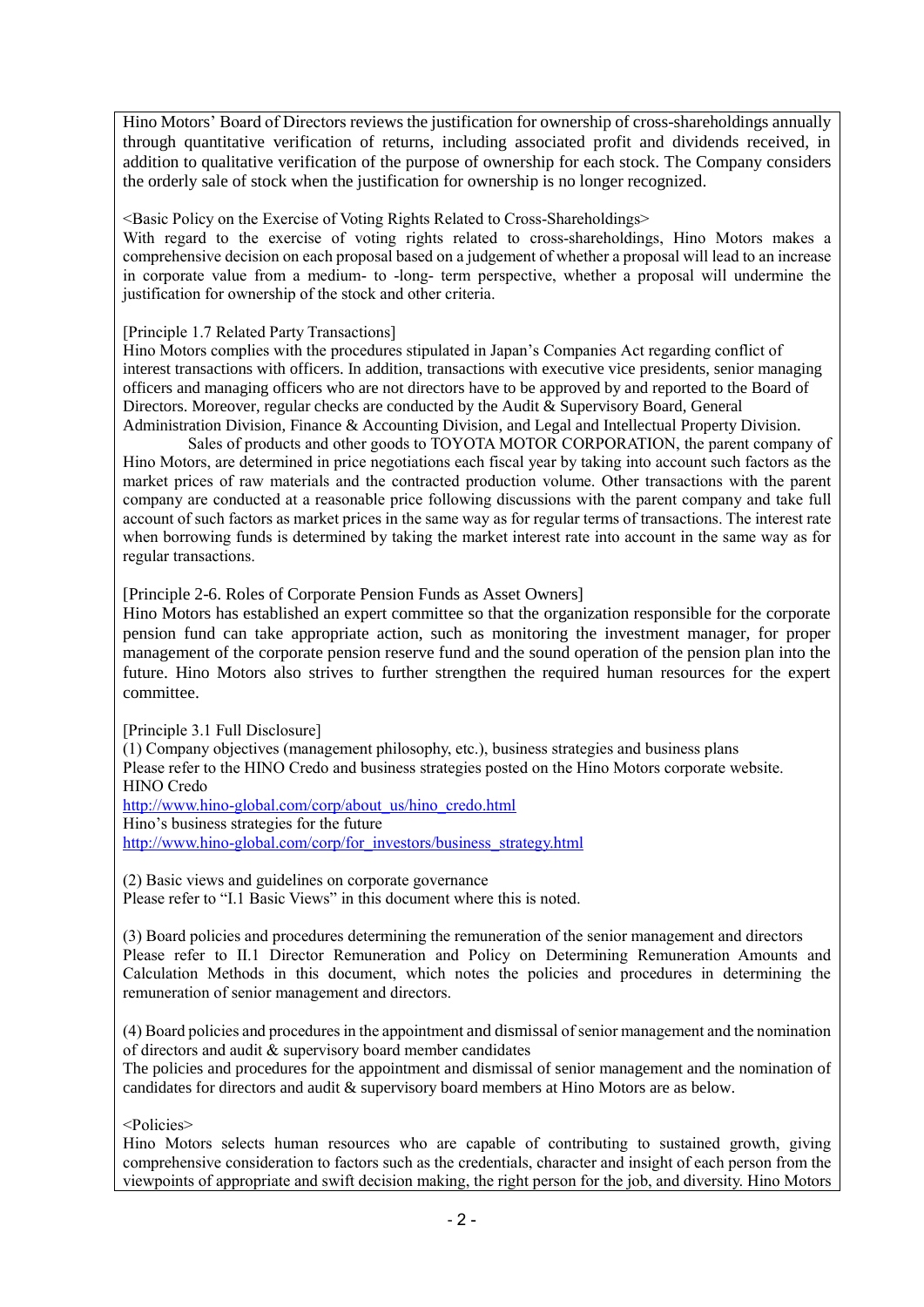Hino Motors' Board of Directors reviews the justification for ownership of cross-shareholdings annually through quantitative verification of returns, including associated profit and dividends received, in addition to qualitative verification of the purpose of ownership for each stock. The Company considers the orderly sale of stock when the justification for ownership is no longer recognized.

<Basic Policy on the Exercise of Voting Rights Related to Cross-Shareholdings>

With regard to the exercise of voting rights related to cross-shareholdings, Hino Motors makes a comprehensive decision on each proposal based on a judgement of whether a proposal will lead to an increase in corporate value from a medium- to -long- term perspective, whether a proposal will undermine the justification for ownership of the stock and other criteria.

[Principle 1.7 Related Party Transactions]

Hino Motors complies with the procedures stipulated in Japan's Companies Act regarding conflict of interest transactions with officers. In addition, transactions with executive vice presidents, senior managing officers and managing officers who are not directors have to be approved by and reported to the Board of Directors. Moreover, regular checks are conducted by the Audit & Supervisory Board, General Administration Division, Finance & Accounting Division, and Legal and Intellectual Property Division.

Sales of products and other goods to TOYOTA MOTOR CORPORATION, the parent company of Hino Motors, are determined in price negotiations each fiscal year by taking into account such factors as the market prices of raw materials and the contracted production volume. Other transactions with the parent company are conducted at a reasonable price following discussions with the parent company and take full account of such factors as market prices in the same way as for regular terms of transactions. The interest rate when borrowing funds is determined by taking the market interest rate into account in the same way as for regular transactions.

[Principle 2-6. Roles of Corporate Pension Funds as Asset Owners]

Hino Motors has established an expert committee so that the organization responsible for the corporate pension fund can take appropriate action, such as monitoring the investment manager, for proper management of the corporate pension reserve fund and the sound operation of the pension plan into the future. Hino Motors also strives to further strengthen the required human resources for the expert committee.

[Principle 3.1 Full Disclosure]

(1) Company objectives (management philosophy, etc.), business strategies and business plans

Please refer to the HINO Credo and business strategies posted on the Hino Motors corporate website.

HINO Credo

http://www.hino-global.com/corp/about_us/hino_credo.html

Hino's business strategies for the future

http://www.hino-global.com/corp/for_investors/business_strategy.html

(2) Basic views and guidelines on corporate governance

Please refer to "I.1 Basic Views" in this document where this is noted.

(3) Board policies and procedures determining the remuneration of the senior management and directors

Please refer to II.1 Director Remuneration and Policy on Determining Remuneration Amounts and Calculation Methods in this document, which notes the policies and procedures in determining the remuneration of senior management and directors.

(4) Board policies and procedures in the appointment and dismissal of senior management and the nomination of directors and audit & supervisory board member candidates

The policies and procedures for the appointment and dismissal of senior management and the nomination of candidates for directors and audit & supervisory board members at Hino Motors are as below.

<Policies>

Hino Motors selects human resources who are capable of contributing to sustained growth, giving comprehensive consideration to factors such as the credentials, character and insight of each person from the viewpoints of appropriate and swift decision making, the right person for the job, and diversity. Hino Motors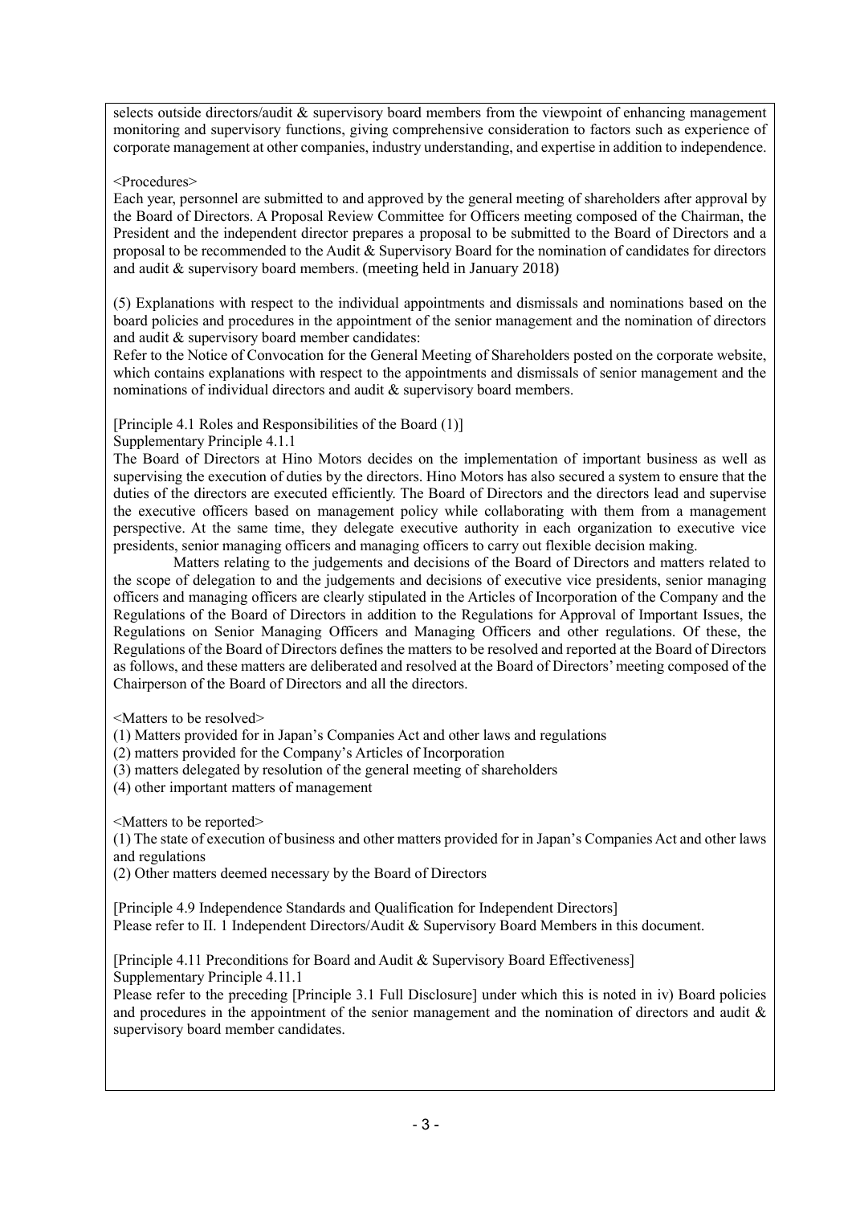selects outside directors/audit & supervisory board members from the viewpoint of enhancing management monitoring and supervisory functions, giving comprehensive consideration to factors such as experience of corporate management at other companies, industry understanding, and expertise in addition to independence.

<Procedures>

Each year, personnel are submitted to and approved by the general meeting of shareholders after approval by the Board of Directors. A Proposal Review Committee for Officers meeting composed of the Chairman, the President and the independent director prepares a proposal to be submitted to the Board of Directors and a proposal to be recommended to the Audit & Supervisory Board for the nomination of candidates for directors and audit & supervisory board members. (meeting held in January 2018)

(5) Explanations with respect to the individual appointments and dismissals and nominations based on the board policies and procedures in the appointment of the senior management and the nomination of directors and audit & supervisory board member candidates:

Refer to the Notice of Convocation for the General Meeting of Shareholders posted on the corporate website, which contains explanations with respect to the appointments and dismissals of senior management and the nominations of individual directors and audit & supervisory board members.

[Principle 4.1 Roles and Responsibilities of the Board (1)]

Supplementary Principle 4.1.1

The Board of Directors at Hino Motors decides on the implementation of important business as well as supervising the execution of duties by the directors. Hino Motors has also secured a system to ensure that the duties of the directors are executed efficiently. The Board of Directors and the directors lead and supervise the executive officers based on management policy while collaborating with them from a management perspective. At the same time, they delegate executive authority in each organization to executive vice presidents, senior managing officers and managing officers to carry out flexible decision making.

Matters relating to the judgements and decisions of the Board of Directors and matters related to the scope of delegation to and the judgements and decisions of executive vice presidents, senior managing officers and managing officers are clearly stipulated in the Articles of Incorporation of the Company and the Regulations of the Board of Directors in addition to the Regulations for Approval of Important Issues, the Regulations on Senior Managing Officers and Managing Officers and other regulations. Of these, the Regulations of the Board of Directors defines the matters to be resolved and reported at the Board of Directors as follows, and these matters are deliberated and resolved at the Board of Directors' meeting composed of the Chairperson of the Board of Directors and all the directors.

<Matters to be resolved>

(1) Matters provided for in Japan's Companies Act and other laws and regulations
(2) matters provided for the Company's Articles of Incorporation
(3) matters delegated by resolution of the general meeting of shareholders
(4) other important matters of management

<Matters to be reported>

(1) The state of execution of business and other matters provided for in Japan's Companies Act and other laws and regulations
(2) Other matters deemed necessary by the Board of Directors

[Principle 4.9 Independence Standards and Qualification for Independent Directors]
Please refer to II. 1 Independent Directors/Audit & Supervisory Board Members in this document.

[Principle 4.11 Preconditions for Board and Audit & Supervisory Board Effectiveness]
Supplementary Principle 4.11.1
Please refer to the preceding [Principle 3.1 Full Disclosure] under which this is noted in iv) Board policies and procedures in the appointment of the senior management and the nomination of directors and audit & supervisory board member candidates.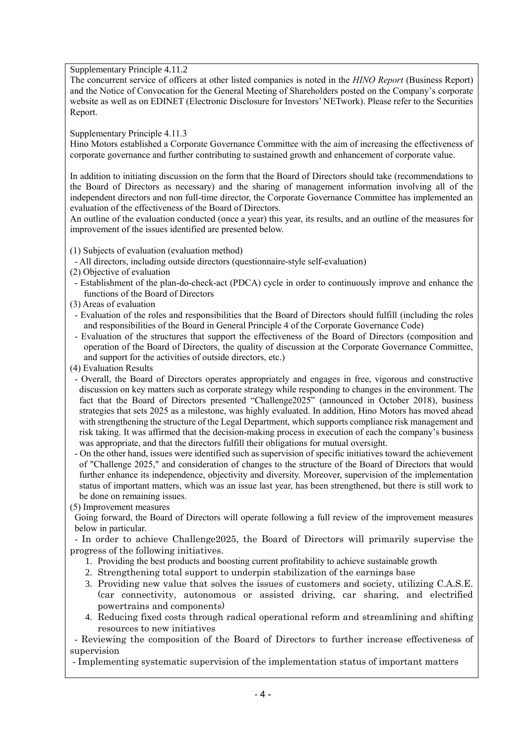Supplementary Principle 4.11.2

The concurrent service of officers at other listed companies is noted in the *HINO Report* (Business Report) and the Notice of Convocation for the General Meeting of Shareholders posted on the Company's corporate website as well as on EDINET (Electronic Disclosure for Investors' NETwork). Please refer to the Securities Report.

Supplementary Principle 4.11.3

Hino Motors established a Corporate Governance Committee with the aim of increasing the effectiveness of corporate governance and further contributing to sustained growth and enhancement of corporate value.

In addition to initiating discussion on the form that the Board of Directors should take (recommendations to the Board of Directors as necessary) and the sharing of management information involving all of the independent directors and non full-time director, the Corporate Governance Committee has implemented an evaluation of the effectiveness of the Board of Directors.

An outline of the evaluation conducted (once a year) this year, its results, and an outline of the measures for improvement of the issues identified are presented below.

(1) Subjects of evaluation (evaluation method)
- All directors, including outside directors (questionnaire-style self-evaluation)

(2) Objective of evaluation
- Establishment of the plan-do-check-act (PDCA) cycle in order to continuously improve and enhance the functions of the Board of Directors

(3) Areas of evaluation
- Evaluation of the roles and responsibilities that the Board of Directors should fulfill (including the roles and responsibilities of the Board in General Principle 4 of the Corporate Governance Code)
- Evaluation of the structures that support the effectiveness of the Board of Directors (composition and operation of the Board of Directors, the quality of discussion at the Corporate Governance Committee, and support for the activities of outside directors, etc.)

(4) Evaluation Results
- Overall, the Board of Directors operates appropriately and engages in free, vigorous and constructive discussion on key matters such as corporate strategy while responding to changes in the environment. The fact that the Board of Directors presented "Challenge2025" (announced in October 2018), business strategies that sets 2025 as a milestone, was highly evaluated. In addition, Hino Motors has moved ahead with strengthening the structure of the Legal Department, which supports compliance risk management and risk taking. It was affirmed that the decision-making process in execution of each the company's business was appropriate, and that the directors fulfill their obligations for mutual oversight.
- On the other hand, issues were identified such as supervision of specific initiatives toward the achievement of "Challenge 2025," and consideration of changes to the structure of the Board of Directors that would further enhance its independence, objectivity and diversity. Moreover, supervision of the implementation status of important matters, which was an issue last year, has been strengthened, but there is still work to be done on remaining issues.

(5) Improvement measures

Going forward, the Board of Directors will operate following a full review of the improvement measures below in particular.

- In order to achieve Challenge2025, the Board of Directors will primarily supervise the progress of the following initiatives.
  1. Providing the best products and boosting current profitability to achieve sustainable growth
  2. Strengthening total support to underpin stabilization of the earnings base
  3. Providing new value that solves the issues of customers and society, utilizing C.A.S.E. (car connectivity, autonomous or assisted driving, car sharing, and electrified powertrains and components)
  4. Reducing fixed costs through radical operational reform and streamlining and shifting resources to new initiatives
- Reviewing the composition of the Board of Directors to further increase effectiveness of supervision
- Implementing systematic supervision of the implementation status of important matters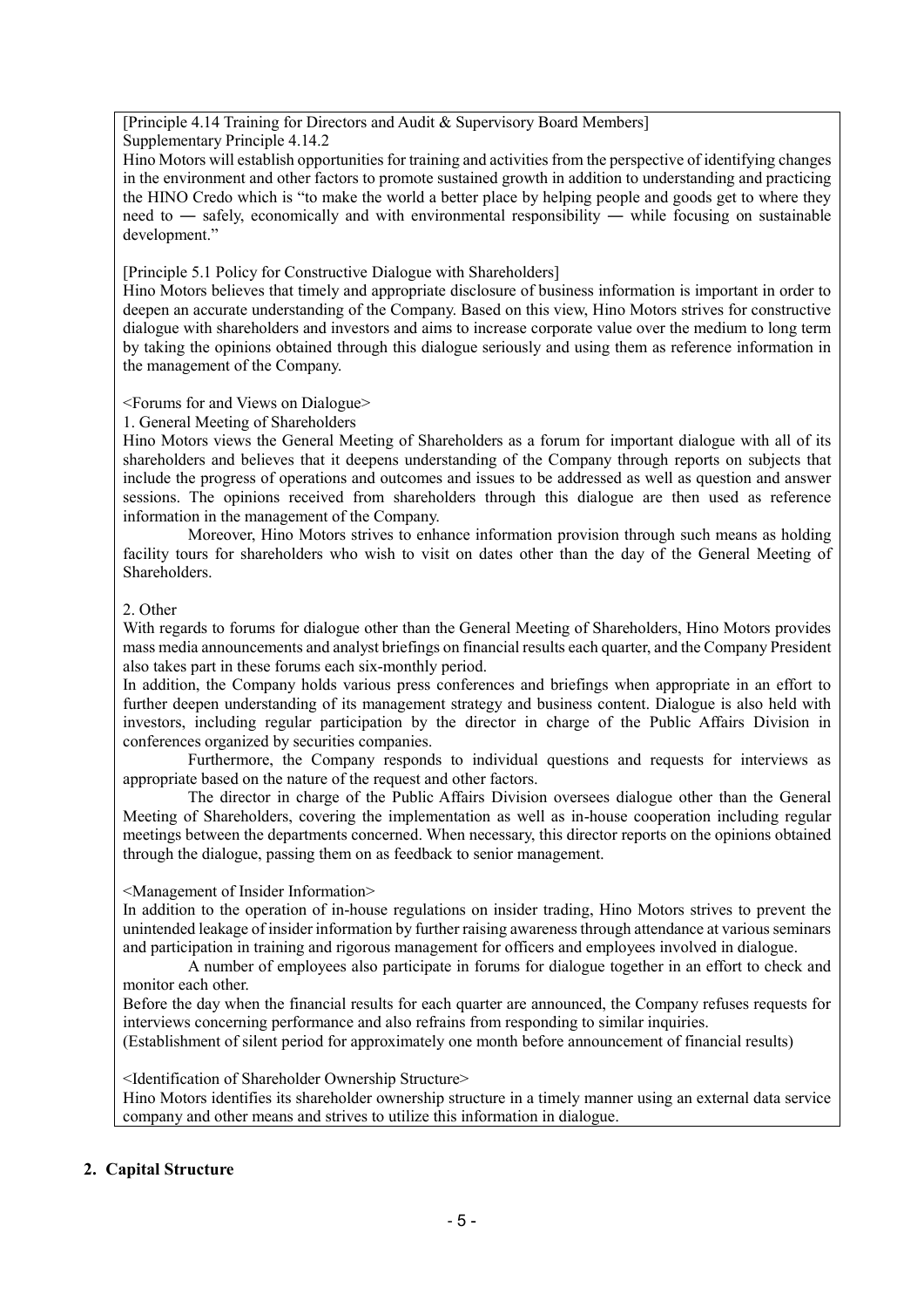[Principle 4.14 Training for Directors and Audit & Supervisory Board Members]
Supplementary Principle 4.14.2
Hino Motors will establish opportunities for training and activities from the perspective of identifying changes in the environment and other factors to promote sustained growth in addition to understanding and practicing the HINO Credo which is "to make the world a better place by helping people and goods get to where they need to ― safely, economically and with environmental responsibility ― while focusing on sustainable development."

[Principle 5.1 Policy for Constructive Dialogue with Shareholders]
Hino Motors believes that timely and appropriate disclosure of business information is important in order to deepen an accurate understanding of the Company. Based on this view, Hino Motors strives for constructive dialogue with shareholders and investors and aims to increase corporate value over the medium to long term by taking the opinions obtained through this dialogue seriously and using them as reference information in the management of the Company.

<Forums for and Views on Dialogue>

1. General Meeting of Shareholders

Hino Motors views the General Meeting of Shareholders as a forum for important dialogue with all of its shareholders and believes that it deepens understanding of the Company through reports on subjects that include the progress of operations and outcomes and issues to be addressed as well as question and answer sessions. The opinions received from shareholders through this dialogue are then used as reference information in the management of the Company.

Moreover, Hino Motors strives to enhance information provision through such means as holding facility tours for shareholders who wish to visit on dates other than the day of the General Meeting of Shareholders.

2. Other

With regards to forums for dialogue other than the General Meeting of Shareholders, Hino Motors provides mass media announcements and analyst briefings on financial results each quarter, and the Company President also takes part in these forums each six-monthly period.

In addition, the Company holds various press conferences and briefings when appropriate in an effort to further deepen understanding of its management strategy and business content. Dialogue is also held with investors, including regular participation by the director in charge of the Public Affairs Division in conferences organized by securities companies.

Furthermore, the Company responds to individual questions and requests for interviews as appropriate based on the nature of the request and other factors.

The director in charge of the Public Affairs Division oversees dialogue other than the General Meeting of Shareholders, covering the implementation as well as in-house cooperation including regular meetings between the departments concerned. When necessary, this director reports on the opinions obtained through the dialogue, passing them on as feedback to senior management.

<Management of Insider Information>

In addition to the operation of in-house regulations on insider trading, Hino Motors strives to prevent the unintended leakage of insider information by further raising awareness through attendance at various seminars and participation in training and rigorous management for officers and employees involved in dialogue.

A number of employees also participate in forums for dialogue together in an effort to check and monitor each other.

Before the day when the financial results for each quarter are announced, the Company refuses requests for interviews concerning performance and also refrains from responding to similar inquiries.
(Establishment of silent period for approximately one month before announcement of financial results)

<Identification of Shareholder Ownership Structure>

Hino Motors identifies its shareholder ownership structure in a timely manner using an external data service company and other means and strives to utilize this information in dialogue.

## 2. Capital Structure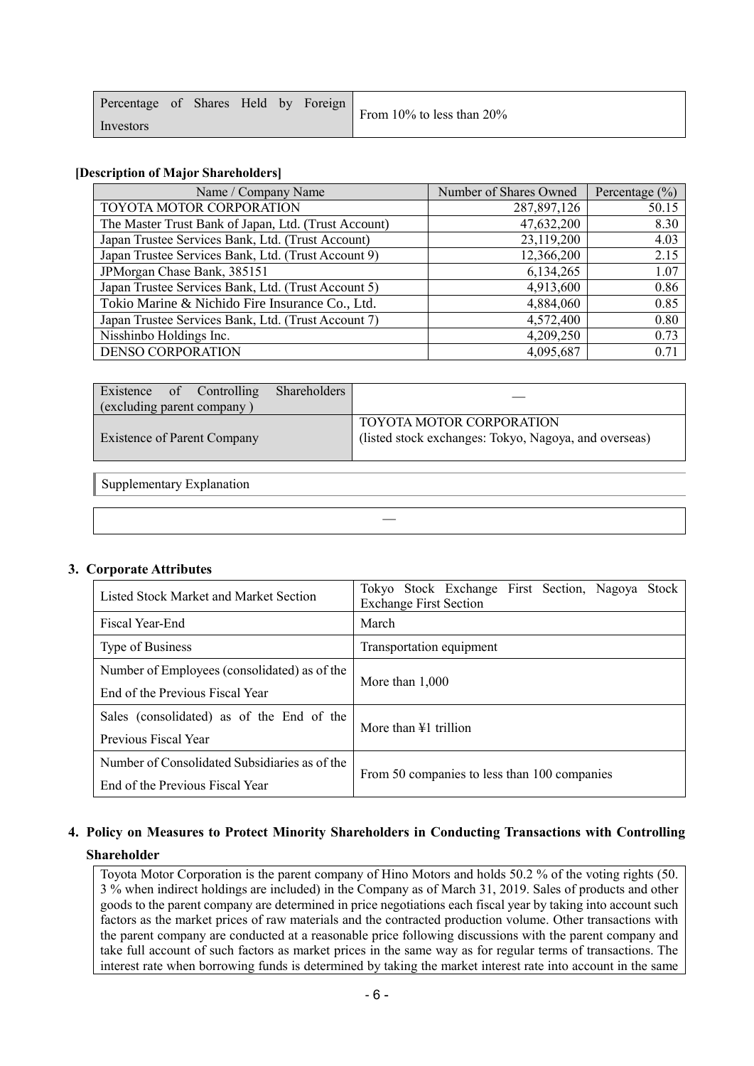| Percentage of Shares Held by Foreign Investors | From 10% to less than 20% |
|---|---|

**[Description of Major Shareholders]**

| Name / Company Name | Number of Shares Owned | Percentage (%) |
|---|---|---|
| TOYOTA MOTOR CORPORATION | 287,897,126 | 50.15 |
| The Master Trust Bank of Japan, Ltd. (Trust Account) | 47,632,200 | 8.30 |
| Japan Trustee Services Bank, Ltd. (Trust Account) | 23,119,200 | 4.03 |
| Japan Trustee Services Bank, Ltd. (Trust Account 9) | 12,366,200 | 2.15 |
| JPMorgan Chase Bank, 385151 | 6,134,265 | 1.07 |
| Japan Trustee Services Bank, Ltd. (Trust Account 5) | 4,913,600 | 0.86 |
| Tokio Marine & Nichido Fire Insurance Co., Ltd. | 4,884,060 | 0.85 |
| Japan Trustee Services Bank, Ltd. (Trust Account 7) | 4,572,400 | 0.80 |
| Nisshinbo Holdings Inc. | 4,209,250 | 0.73 |
| DENSO CORPORATION | 4,095,687 | 0.71 |

| Existence of Controlling Shareholders (excluding parent company ) | — |
|---|---|
| Existence of Parent Company | TOYOTA MOTOR CORPORATION (listed stock exchanges: Tokyo, Nagoya, and overseas) |

Supplementary Explanation

—

## 3. Corporate Attributes

| Listed Stock Market and Market Section | Tokyo Stock Exchange First Section, Nagoya Stock Exchange First Section |
|---|---|
| Fiscal Year-End | March |
| Type of Business | Transportation equipment |
| Number of Employees (consolidated) as of the End of the Previous Fiscal Year | More than 1,000 |
| Sales (consolidated) as of the End of the Previous Fiscal Year | More than ¥1 trillion |
| Number of Consolidated Subsidiaries as of the End of the Previous Fiscal Year | From 50 companies to less than 100 companies |

## 4. Policy on Measures to Protect Minority Shareholders in Conducting Transactions with Controlling Shareholder

Toyota Motor Corporation is the parent company of Hino Motors and holds 50.2 % of the voting rights (50. 3 % when indirect holdings are included) in the Company as of March 31, 2019. Sales of products and other goods to the parent company are determined in price negotiations each fiscal year by taking into account such factors as the market prices of raw materials and the contracted production volume. Other transactions with the parent company are conducted at a reasonable price following discussions with the parent company and take full account of such factors as market prices in the same way as for regular terms of transactions. The interest rate when borrowing funds is determined by taking the market interest rate into account in the same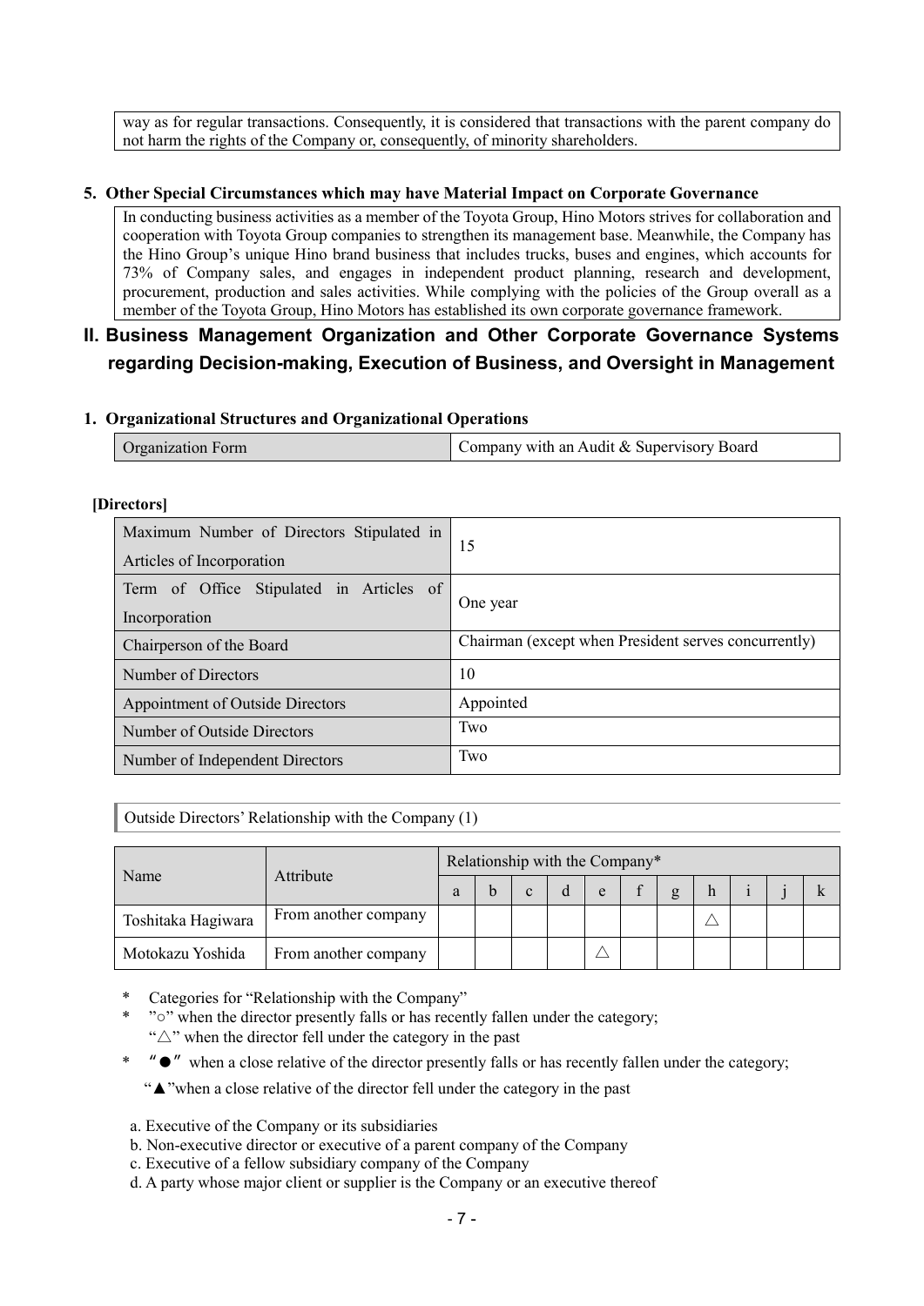way as for regular transactions. Consequently, it is considered that transactions with the parent company do not harm the rights of the Company or, consequently, of minority shareholders.

### 5. Other Special Circumstances which may have Material Impact on Corporate Governance

In conducting business activities as a member of the Toyota Group, Hino Motors strives for collaboration and cooperation with Toyota Group companies to strengthen its management base. Meanwhile, the Company has the Hino Group's unique Hino brand business that includes trucks, buses and engines, which accounts for 73% of Company sales, and engages in independent product planning, research and development, procurement, production and sales activities. While complying with the policies of the Group overall as a member of the Toyota Group, Hino Motors has established its own corporate governance framework.

## II. Business Management Organization and Other Corporate Governance Systems regarding Decision-making, Execution of Business, and Oversight in Management

### 1. Organizational Structures and Organizational Operations

| Organization Form | Company with an Audit & Supervisory Board |
|---|---|

**[Directors]**

| Maximum Number of Directors Stipulated in Articles of Incorporation | 15 |
|---|---|
| Term of Office Stipulated in Articles of Incorporation | One year |
| Chairperson of the Board | Chairman (except when President serves concurrently) |
| Number of Directors | 10 |
| Appointment of Outside Directors | Appointed |
| Number of Outside Directors | Two |
| Number of Independent Directors | Two |

Outside Directors' Relationship with the Company (1)

| Name | Attribute | Relationship with the Company* | | | | | | | | | | |
|---|---|---|---|---|---|---|---|---|---|---|---|---|
| | | a | b | c | d | e | f | g | h | i | j | k |
| Toshitaka Hagiwara | From another company | | | | | | | | △ | | | |
| Motokazu Yoshida | From another company | | | | | △ | | | | | | |

\* Categories for "Relationship with the Company"

\* "○" when the director presently falls or has recently fallen under the category;
"△" when the director fell under the category in the past

\* "●" when a close relative of the director presently falls or has recently fallen under the category;
"▲"when a close relative of the director fell under the category in the past

a. Executive of the Company or its subsidiaries
b. Non-executive director or executive of a parent company of the Company
c. Executive of a fellow subsidiary company of the Company
d. A party whose major client or supplier is the Company or an executive thereof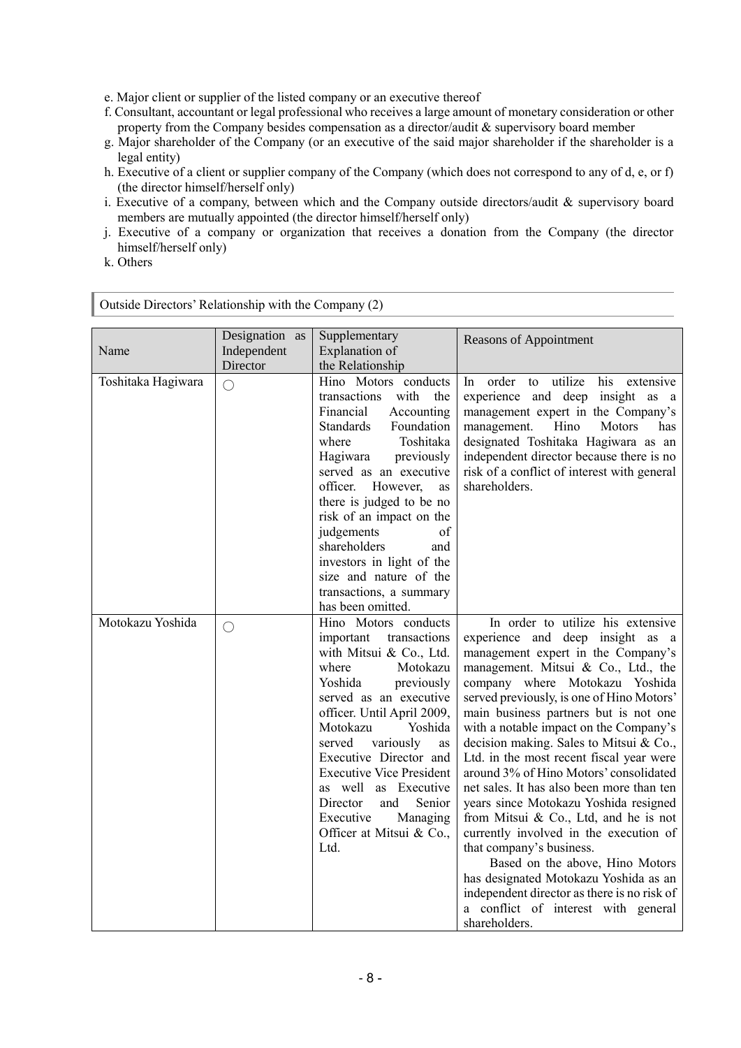e. Major client or supplier of the listed company or an executive thereof
f. Consultant, accountant or legal professional who receives a large amount of monetary consideration or other property from the Company besides compensation as a director/audit & supervisory board member
g. Major shareholder of the Company (or an executive of the said major shareholder if the shareholder is a legal entity)
h. Executive of a client or supplier company of the Company (which does not correspond to any of d, e, or f) (the director himself/herself only)
i. Executive of a company, between which and the Company outside directors/audit & supervisory board members are mutually appointed (the director himself/herself only)
j. Executive of a company or organization that receives a donation from the Company (the director himself/herself only)
k. Others

### Outside Directors' Relationship with the Company (2)

| Name | Designation as Independent Director | Supplementary Explanation of the Relationship | Reasons of Appointment |
|---|---|---|---|
| Toshitaka Hagiwara | ○ | Hino Motors conducts transactions with the Financial Accounting Standards Foundation where Toshitaka Hagiwara previously served as an executive officer. However, as there is judged to be no risk of an impact on the judgements of shareholders and investors in light of the size and nature of the transactions, a summary has been omitted. | In order to utilize his extensive experience and deep insight as a management expert in the Company's management. Hino Motors has designated Toshitaka Hagiwara as an independent director because there is no risk of a conflict of interest with general shareholders. |
| Motokazu Yoshida | ○ | Hino Motors conducts important transactions with Mitsui & Co., Ltd. where Motokazu Yoshida previously served as an executive officer. Until April 2009, Motokazu Yoshida served variously as Executive Director and Executive Vice President as well as Executive Director and Senior Executive Managing Officer at Mitsui & Co., Ltd. | In order to utilize his extensive experience and deep insight as a management expert in the Company's management. Mitsui & Co., Ltd., the company where Motokazu Yoshida served previously, is one of Hino Motors' main business partners but is not one with a notable impact on the Company's decision making. Sales to Mitsui & Co., Ltd. in the most recent fiscal year were around 3% of Hino Motors' consolidated net sales. It has also been more than ten years since Motokazu Yoshida resigned from Mitsui & Co., Ltd, and he is not currently involved in the execution of that company's business.<br>Based on the above, Hino Motors has designated Motokazu Yoshida as an independent director as there is no risk of a conflict of interest with general shareholders. |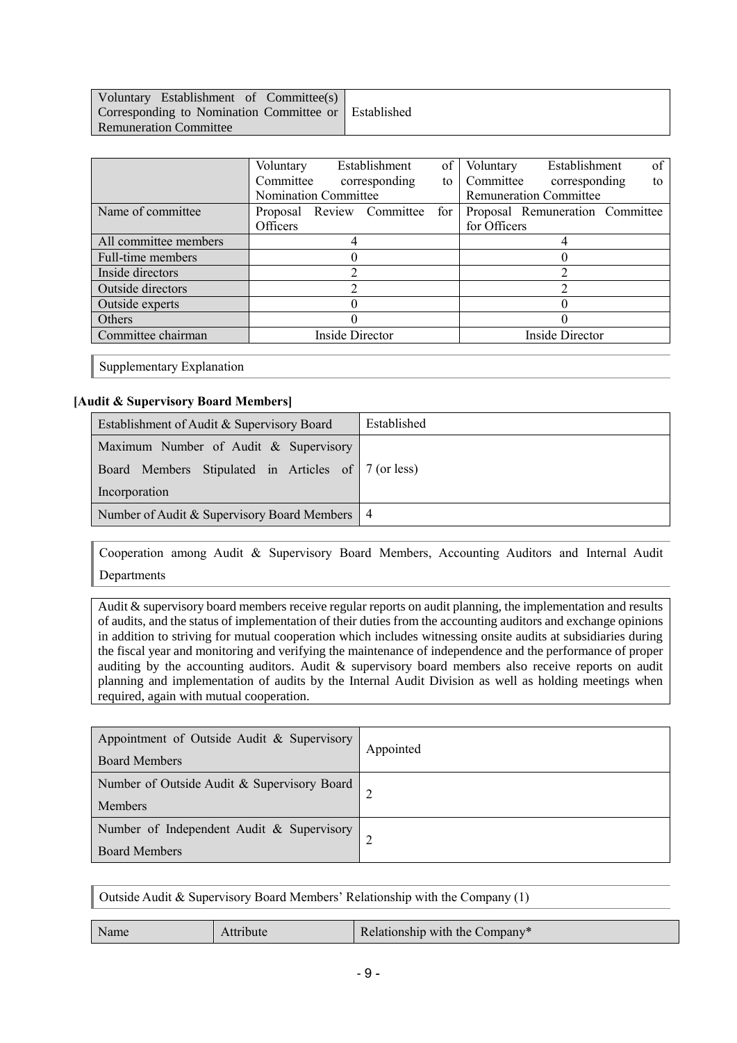| Voluntary Establishment of Committee(s) Corresponding to Nomination Committee or Remuneration Committee | Established |
|---|---|

| | Voluntary Establishment of Committee corresponding to Nomination Committee | Voluntary Establishment of Committee corresponding to Remuneration Committee |
|---|---|---|
| Name of committee | Proposal Review Committee for Officers | Proposal Remuneration Committee for Officers |
| All committee members | 4 | 4 |
| Full-time members | 0 | 0 |
| Inside directors | 2 | 2 |
| Outside directors | 2 | 2 |
| Outside experts | 0 | 0 |
| Others | 0 | 0 |
| Committee chairman | Inside Director | Inside Director |

Supplementary Explanation

**[Audit & Supervisory Board Members]**

| Establishment of Audit & Supervisory Board | Established |
|---|---|
| Maximum Number of Audit & Supervisory Board Members Stipulated in Articles of Incorporation | 7 (or less) |
| Number of Audit & Supervisory Board Members | 4 |

Cooperation among Audit & Supervisory Board Members, Accounting Auditors and Internal Audit Departments

Audit & supervisory board members receive regular reports on audit planning, the implementation and results of audits, and the status of implementation of their duties from the accounting auditors and exchange opinions in addition to striving for mutual cooperation which includes witnessing onsite audits at subsidiaries during the fiscal year and monitoring and verifying the maintenance of independence and the performance of proper auditing by the accounting auditors. Audit & supervisory board members also receive reports on audit planning and implementation of audits by the Internal Audit Division as well as holding meetings when required, again with mutual cooperation.

| Appointment of Outside Audit & Supervisory Board Members | Appointed |
|---|---|
| Number of Outside Audit & Supervisory Board Members | 2 |
| Number of Independent Audit & Supervisory Board Members | 2 |

Outside Audit & Supervisory Board Members' Relationship with the Company (1)

| Name | Attribute | Relationship with the Company* |
|---|---|---|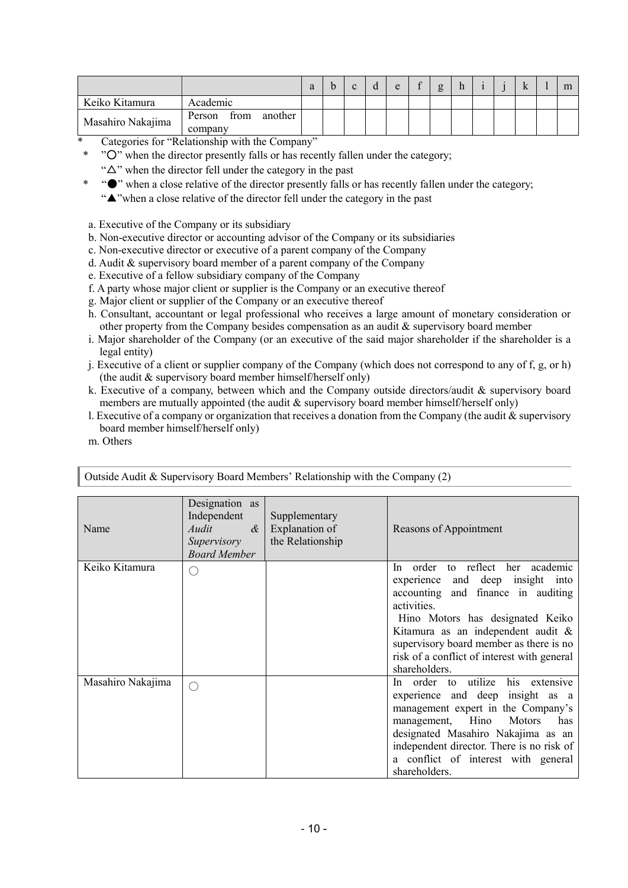| | | a | b | c | d | e | f | g | h | i | j | k | l | m |
|---|---|---|---|---|---|---|---|---|---|---|---|---|---|---|
| Keiko Kitamura | Academic | | | | | | | | | | | | | |
| Masahiro Nakajima | Person from another company | | | | | | | | | | | | | |

\* Categories for "Relationship with the Company"

\* "○" when the director presently falls or has recently fallen under the category;
"△" when the director fell under the category in the past

\* "●" when a close relative of the director presently falls or has recently fallen under the category;
"▲"when a close relative of the director fell under the category in the past

a. Executive of the Company or its subsidiary
b. Non-executive director or accounting advisor of the Company or its subsidiaries
c. Non-executive director or executive of a parent company of the Company
d. Audit & supervisory board member of a parent company of the Company
e. Executive of a fellow subsidiary company of the Company
f. A party whose major client or supplier is the Company or an executive thereof
g. Major client or supplier of the Company or an executive thereof
h. Consultant, accountant or legal professional who receives a large amount of monetary consideration or other property from the Company besides compensation as an audit & supervisory board member
i. Major shareholder of the Company (or an executive of the said major shareholder if the shareholder is a legal entity)
j. Executive of a client or supplier company of the Company (which does not correspond to any of f, g, or h) (the audit & supervisory board member himself/herself only)
k. Executive of a company, between which and the Company outside directors/audit & supervisory board members are mutually appointed (the audit & supervisory board member himself/herself only)
l. Executive of a company or organization that receives a donation from the Company (the audit & supervisory board member himself/herself only)
m. Others

Outside Audit & Supervisory Board Members' Relationship with the Company (2)

| Name | Designation as Independent *Audit & Supervisory Board Member* | Supplementary Explanation of the Relationship | Reasons of Appointment |
|---|---|---|---|
| Keiko Kitamura | ○ | | In order to reflect her academic experience and deep insight into accounting and finance in auditing activities. Hino Motors has designated Keiko Kitamura as an independent audit & supervisory board member as there is no risk of a conflict of interest with general shareholders. |
| Masahiro Nakajima | ○ | | In order to utilize his extensive experience and deep insight as a management expert in the Company's management, Hino Motors has designated Masahiro Nakajima as an independent director. There is no risk of a conflict of interest with general shareholders. |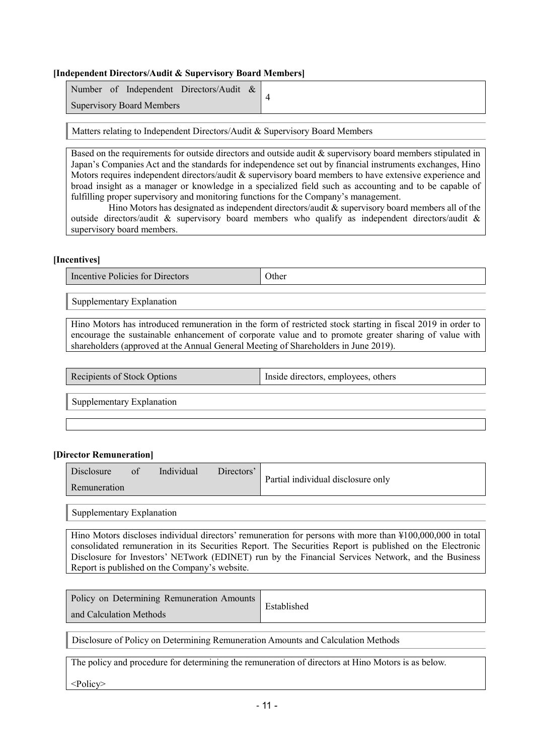**[Independent Directors/Audit & Supervisory Board Members]**

| Number of Independent Directors/Audit & Supervisory Board Members | 4 |
|---|---|

Matters relating to Independent Directors/Audit & Supervisory Board Members

Based on the requirements for outside directors and outside audit & supervisory board members stipulated in Japan's Companies Act and the standards for independence set out by financial instruments exchanges, Hino Motors requires independent directors/audit & supervisory board members to have extensive experience and broad insight as a manager or knowledge in a specialized field such as accounting and to be capable of fulfilling proper supervisory and monitoring functions for the Company's management.

Hino Motors has designated as independent directors/audit & supervisory board members all of the outside directors/audit & supervisory board members who qualify as independent directors/audit & supervisory board members.

**[Incentives]**

| Incentive Policies for Directors | Other |
|---|---|

Supplementary Explanation

Hino Motors has introduced remuneration in the form of restricted stock starting in fiscal 2019 in order to encourage the sustainable enhancement of corporate value and to promote greater sharing of value with shareholders (approved at the Annual General Meeting of Shareholders in June 2019).

| Recipients of Stock Options | Inside directors, employees, others |
|---|---|

Supplementary Explanation

**[Director Remuneration]**

| Disclosure of Individual Directors' Remuneration | Partial individual disclosure only |
|---|---|

Supplementary Explanation

Hino Motors discloses individual directors' remuneration for persons with more than ¥100,000,000 in total consolidated remuneration in its Securities Report. The Securities Report is published on the Electronic Disclosure for Investors' NETwork (EDINET) run by the Financial Services Network, and the Business Report is published on the Company's website.

| Policy on Determining Remuneration Amounts and Calculation Methods | Established |
|---|---|

Disclosure of Policy on Determining Remuneration Amounts and Calculation Methods

The policy and procedure for determining the remuneration of directors at Hino Motors is as below.

<Policy>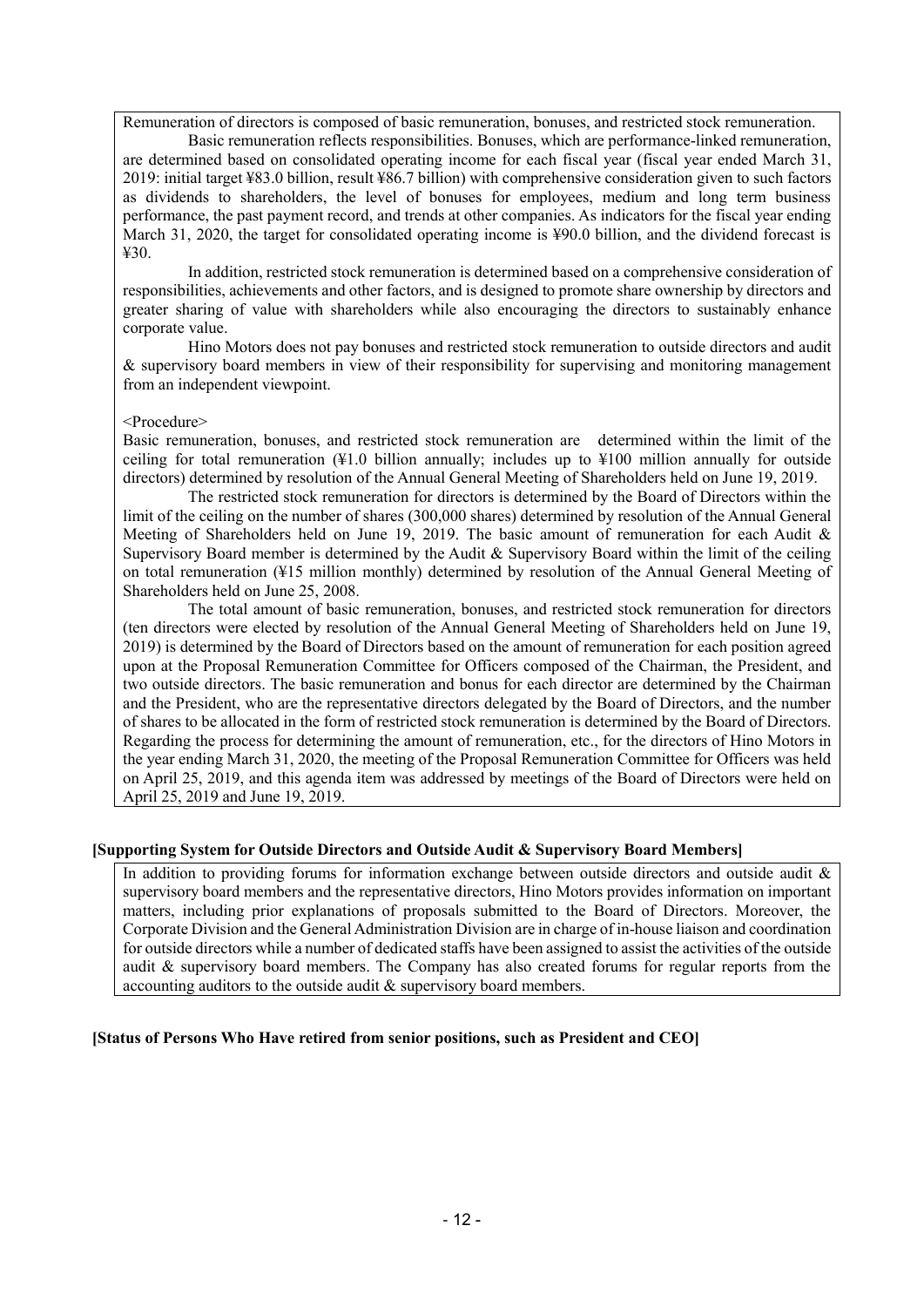Remuneration of directors is composed of basic remuneration, bonuses, and restricted stock remuneration.

Basic remuneration reflects responsibilities. Bonuses, which are performance-linked remuneration, are determined based on consolidated operating income for each fiscal year (fiscal year ended March 31, 2019: initial target ¥83.0 billion, result ¥86.7 billion) with comprehensive consideration given to such factors as dividends to shareholders, the level of bonuses for employees, medium and long term business performance, the past payment record, and trends at other companies. As indicators for the fiscal year ending March 31, 2020, the target for consolidated operating income is ¥90.0 billion, and the dividend forecast is ¥30.

In addition, restricted stock remuneration is determined based on a comprehensive consideration of responsibilities, achievements and other factors, and is designed to promote share ownership by directors and greater sharing of value with shareholders while also encouraging the directors to sustainably enhance corporate value.

Hino Motors does not pay bonuses and restricted stock remuneration to outside directors and audit & supervisory board members in view of their responsibility for supervising and monitoring management from an independent viewpoint.

<Procedure>

Basic remuneration, bonuses, and restricted stock remuneration are determined within the limit of the ceiling for total remuneration (¥1.0 billion annually; includes up to ¥100 million annually for outside directors) determined by resolution of the Annual General Meeting of Shareholders held on June 19, 2019.

The restricted stock remuneration for directors is determined by the Board of Directors within the limit of the ceiling on the number of shares (300,000 shares) determined by resolution of the Annual General Meeting of Shareholders held on June 19, 2019. The basic amount of remuneration for each Audit & Supervisory Board member is determined by the Audit & Supervisory Board within the limit of the ceiling on total remuneration (¥15 million monthly) determined by resolution of the Annual General Meeting of Shareholders held on June 25, 2008.

The total amount of basic remuneration, bonuses, and restricted stock remuneration for directors (ten directors were elected by resolution of the Annual General Meeting of Shareholders held on June 19, 2019) is determined by the Board of Directors based on the amount of remuneration for each position agreed upon at the Proposal Remuneration Committee for Officers composed of the Chairman, the President, and two outside directors. The basic remuneration and bonus for each director are determined by the Chairman and the President, who are the representative directors delegated by the Board of Directors, and the number of shares to be allocated in the form of restricted stock remuneration is determined by the Board of Directors. Regarding the process for determining the amount of remuneration, etc., for the directors of Hino Motors in the year ending March 31, 2020, the meeting of the Proposal Remuneration Committee for Officers was held on April 25, 2019, and this agenda item was addressed by meetings of the Board of Directors were held on April 25, 2019 and June 19, 2019.

**[Supporting System for Outside Directors and Outside Audit & Supervisory Board Members]**

In addition to providing forums for information exchange between outside directors and outside audit & supervisory board members and the representative directors, Hino Motors provides information on important matters, including prior explanations of proposals submitted to the Board of Directors. Moreover, the Corporate Division and the General Administration Division are in charge of in-house liaison and coordination for outside directors while a number of dedicated staffs have been assigned to assist the activities of the outside audit & supervisory board members. The Company has also created forums for regular reports from the accounting auditors to the outside audit & supervisory board members.

**[Status of Persons Who Have retired from senior positions, such as President and CEO]**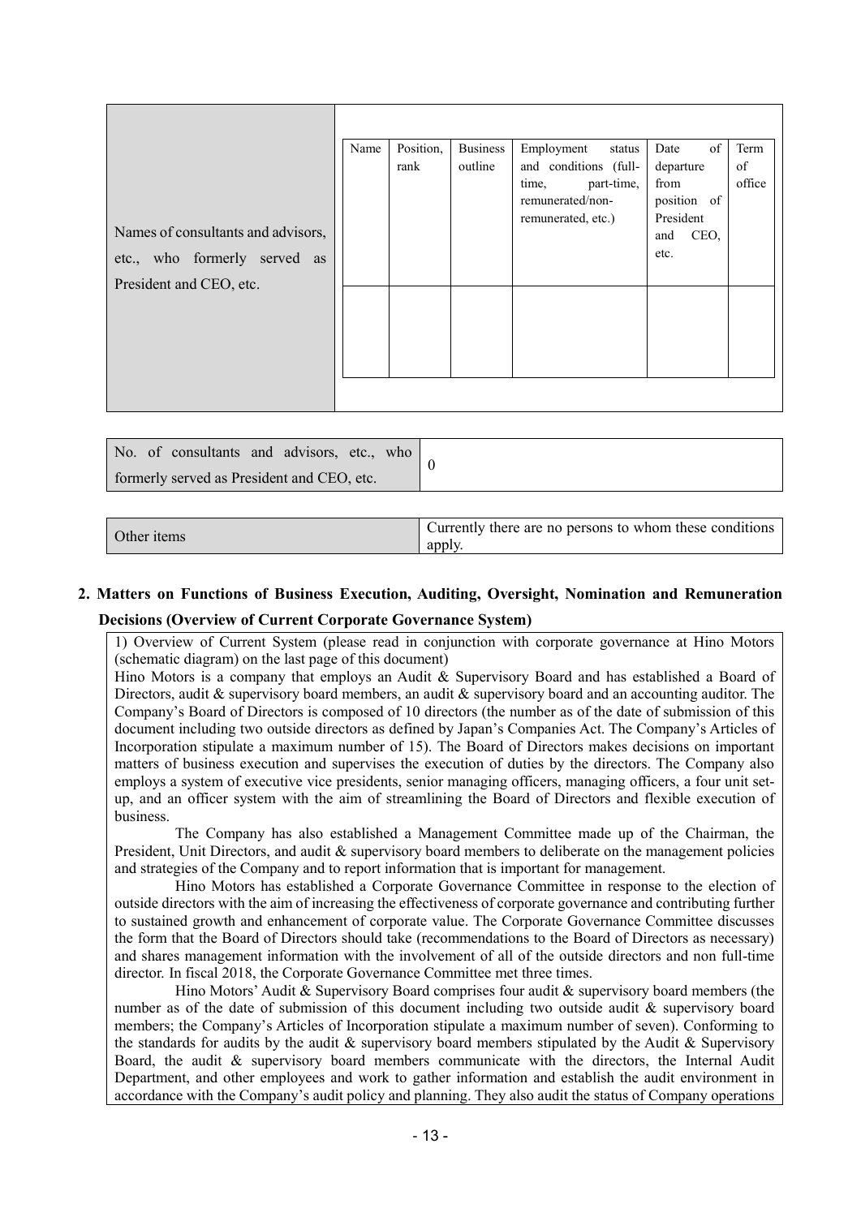| Names of consultants and advisors, etc., who formerly served as President and CEO, etc. | Name | Position, rank | Business outline | Employment status and conditions (full-time, part-time, remunerated/non-remunerated, etc.) | Date of departure from position of President and CEO, etc. | Term of office |
|---|---|---|---|---|---|---|
| | | | | | | |

| No. of consultants and advisors, etc., who formerly served as President and CEO, etc. | 0 |
|---|---|

| Other items | Currently there are no persons to whom these conditions apply. |
|---|---|

## 2. Matters on Functions of Business Execution, Auditing, Oversight, Nomination and Remuneration Decisions (Overview of Current Corporate Governance System)

1) Overview of Current System (please read in conjunction with corporate governance at Hino Motors (schematic diagram) on the last page of this document)

Hino Motors is a company that employs an Audit & Supervisory Board and has established a Board of Directors, audit & supervisory board members, an audit & supervisory board and an accounting auditor. The Company's Board of Directors is composed of 10 directors (the number as of the date of submission of this document including two outside directors as defined by Japan's Companies Act. The Company's Articles of Incorporation stipulate a maximum number of 15). The Board of Directors makes decisions on important matters of business execution and supervises the execution of duties by the directors. The Company also employs a system of executive vice presidents, senior managing officers, managing officers, a four unit set-up, and an officer system with the aim of streamlining the Board of Directors and flexible execution of business.

The Company has also established a Management Committee made up of the Chairman, the President, Unit Directors, and audit & supervisory board members to deliberate on the management policies and strategies of the Company and to report information that is important for management.

Hino Motors has established a Corporate Governance Committee in response to the election of outside directors with the aim of increasing the effectiveness of corporate governance and contributing further to sustained growth and enhancement of corporate value. The Corporate Governance Committee discusses the form that the Board of Directors should take (recommendations to the Board of Directors as necessary) and shares management information with the involvement of all of the outside directors and non full-time director. In fiscal 2018, the Corporate Governance Committee met three times.

Hino Motors' Audit & Supervisory Board comprises four audit & supervisory board members (the number as of the date of submission of this document including two outside audit & supervisory board members; the Company's Articles of Incorporation stipulate a maximum number of seven). Conforming to the standards for audits by the audit & supervisory board members stipulated by the Audit & Supervisory Board, the audit & supervisory board members communicate with the directors, the Internal Audit Department, and other employees and work to gather information and establish the audit environment in accordance with the Company's audit policy and planning. They also audit the status of Company operations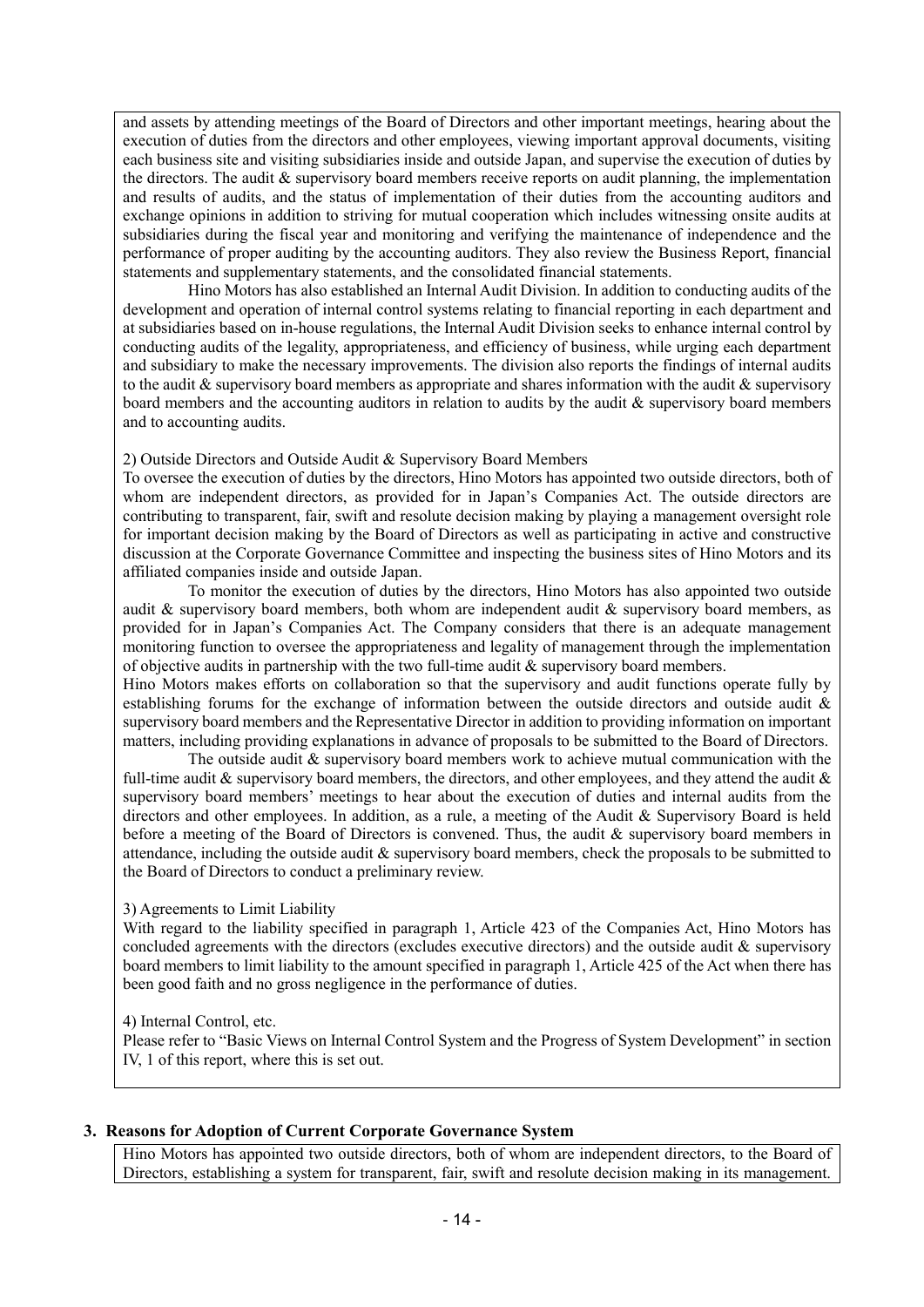and assets by attending meetings of the Board of Directors and other important meetings, hearing about the execution of duties from the directors and other employees, viewing important approval documents, visiting each business site and visiting subsidiaries inside and outside Japan, and supervise the execution of duties by the directors. The audit & supervisory board members receive reports on audit planning, the implementation and results of audits, and the status of implementation of their duties from the accounting auditors and exchange opinions in addition to striving for mutual cooperation which includes witnessing onsite audits at subsidiaries during the fiscal year and monitoring and verifying the maintenance of independence and the performance of proper auditing by the accounting auditors. They also review the Business Report, financial statements and supplementary statements, and the consolidated financial statements.

Hino Motors has also established an Internal Audit Division. In addition to conducting audits of the development and operation of internal control systems relating to financial reporting in each department and at subsidiaries based on in-house regulations, the Internal Audit Division seeks to enhance internal control by conducting audits of the legality, appropriateness, and efficiency of business, while urging each department and subsidiary to make the necessary improvements. The division also reports the findings of internal audits to the audit & supervisory board members as appropriate and shares information with the audit & supervisory board members and the accounting auditors in relation to audits by the audit & supervisory board members and to accounting audits.

2) Outside Directors and Outside Audit & Supervisory Board Members

To oversee the execution of duties by the directors, Hino Motors has appointed two outside directors, both of whom are independent directors, as provided for in Japan's Companies Act. The outside directors are contributing to transparent, fair, swift and resolute decision making by playing a management oversight role for important decision making by the Board of Directors as well as participating in active and constructive discussion at the Corporate Governance Committee and inspecting the business sites of Hino Motors and its affiliated companies inside and outside Japan.

To monitor the execution of duties by the directors, Hino Motors has also appointed two outside audit & supervisory board members, both whom are independent audit & supervisory board members, as provided for in Japan's Companies Act. The Company considers that there is an adequate management monitoring function to oversee the appropriateness and legality of management through the implementation of objective audits in partnership with the two full-time audit & supervisory board members.

Hino Motors makes efforts on collaboration so that the supervisory and audit functions operate fully by establishing forums for the exchange of information between the outside directors and outside audit & supervisory board members and the Representative Director in addition to providing information on important matters, including providing explanations in advance of proposals to be submitted to the Board of Directors.

The outside audit & supervisory board members work to achieve mutual communication with the full-time audit & supervisory board members, the directors, and other employees, and they attend the audit & supervisory board members' meetings to hear about the execution of duties and internal audits from the directors and other employees. In addition, as a rule, a meeting of the Audit & Supervisory Board is held before a meeting of the Board of Directors is convened. Thus, the audit & supervisory board members in attendance, including the outside audit & supervisory board members, check the proposals to be submitted to the Board of Directors to conduct a preliminary review.

3) Agreements to Limit Liability

With regard to the liability specified in paragraph 1, Article 423 of the Companies Act, Hino Motors has concluded agreements with the directors (excludes executive directors) and the outside audit & supervisory board members to limit liability to the amount specified in paragraph 1, Article 425 of the Act when there has been good faith and no gross negligence in the performance of duties.

4) Internal Control, etc.

Please refer to "Basic Views on Internal Control System and the Progress of System Development" in section IV, 1 of this report, where this is set out.

### 3. Reasons for Adoption of Current Corporate Governance System

Hino Motors has appointed two outside directors, both of whom are independent directors, to the Board of Directors, establishing a system for transparent, fair, swift and resolute decision making in its management.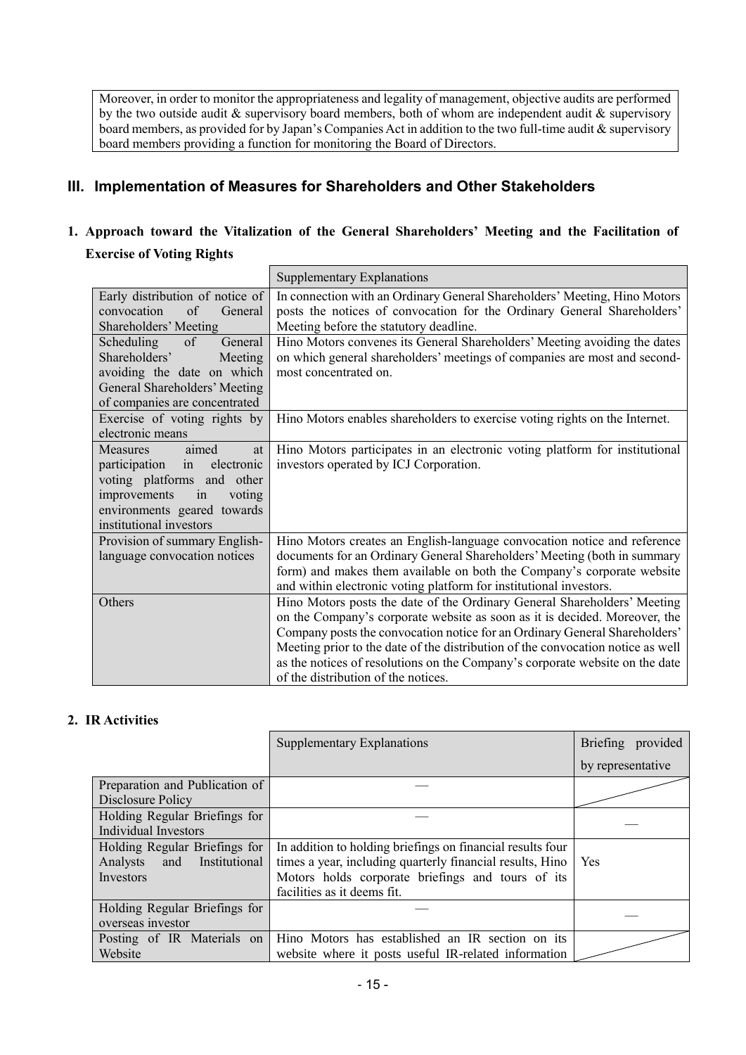| Moreover, in order to monitor the appropriateness and legality of management, objective audits are performed by the two outside audit & supervisory board members, both of whom are independent audit & supervisory board members, as provided for by Japan's Companies Act in addition to the two full-time audit & supervisory board members providing a function for monitoring the Board of Directors. |
|---|

## III. Implementation of Measures for Shareholders and Other Stakeholders

### 1. Approach toward the Vitalization of the General Shareholders' Meeting and the Facilitation of Exercise of Voting Rights

| | Supplementary Explanations |
|---|---|
| Early distribution of notice of convocation of General Shareholders' Meeting | In connection with an Ordinary General Shareholders' Meeting, Hino Motors posts the notices of convocation for the Ordinary General Shareholders' Meeting before the statutory deadline. |
| Scheduling of General Shareholders' Meeting avoiding the date on which General Shareholders' Meeting of companies are concentrated | Hino Motors convenes its General Shareholders' Meeting avoiding the dates on which general shareholders' meetings of companies are most and second-most concentrated on. |
| Exercise of voting rights by electronic means | Hino Motors enables shareholders to exercise voting rights on the Internet. |
| Measures aimed at participation in electronic voting platforms and other improvements in voting environments geared towards institutional investors | Hino Motors participates in an electronic voting platform for institutional investors operated by ICJ Corporation. |
| Provision of summary English-language convocation notices | Hino Motors creates an English-language convocation notice and reference documents for an Ordinary General Shareholders' Meeting (both in summary form) and makes them available on both the Company's corporate website and within electronic voting platform for institutional investors. |
| Others | Hino Motors posts the date of the Ordinary General Shareholders' Meeting on the Company's corporate website as soon as it is decided. Moreover, the Company posts the convocation notice for an Ordinary General Shareholders' Meeting prior to the date of the distribution of the convocation notice as well as the notices of resolutions on the Company's corporate website on the date of the distribution of the notices. |

### 2. IR Activities

| | Supplementary Explanations | Briefing provided by representative |
|---|---|---|
| Preparation and Publication of Disclosure Policy | — | |
| Holding Regular Briefings for Individual Investors | — | — |
| Holding Regular Briefings for Analysts and Institutional Investors | In addition to holding briefings on financial results four times a year, including quarterly financial results, Hino Motors holds corporate briefings and tours of its facilities as it deems fit. | Yes |
| Holding Regular Briefings for overseas investor | — | — |
| Posting of IR Materials on Website | Hino Motors has established an IR section on its website where it posts useful IR-related information | |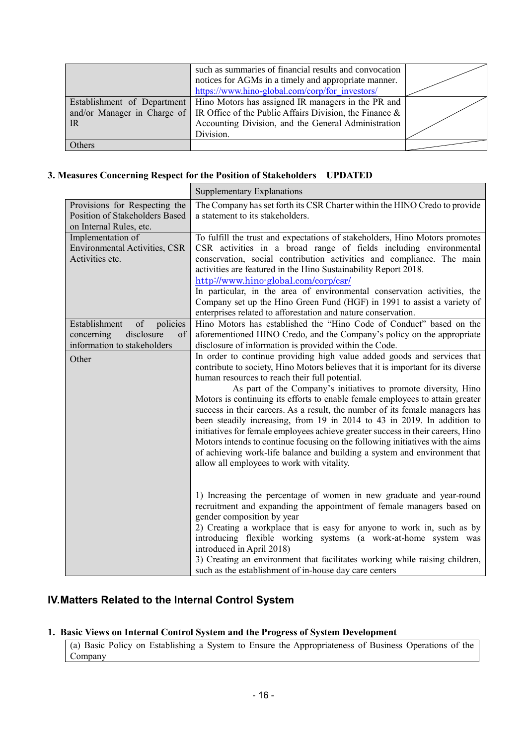| | | |
|---|---|---|
| | such as summaries of financial results and convocation notices for AGMs in a timely and appropriate manner. https://www.hino-global.com/corp/for_investors/ | |
| Establishment of Department and/or Manager in Charge of IR | Hino Motors has assigned IR managers in the PR and IR Office of the Public Affairs Division, the Finance & Accounting Division, and the General Administration Division. | |
| Others | | |

### 3. Measures Concerning Respect for the Position of Stakeholders UPDATED

| | Supplementary Explanations |
|---|---|
| Provisions for Respecting the Position of Stakeholders Based on Internal Rules, etc. | The Company has set forth its CSR Charter within the HINO Credo to provide a statement to its stakeholders. |
| Implementation of Environmental Activities, CSR Activities etc. | To fulfill the trust and expectations of stakeholders, Hino Motors promotes CSR activities in a broad range of fields including environmental conservation, social contribution activities and compliance. The main activities are featured in the Hino Sustainability Report 2018. http://www.hino-global.com/corp/csr/ In particular, in the area of environmental conservation activities, the Company set up the Hino Green Fund (HGF) in 1991 to assist a variety of enterprises related to afforestation and nature conservation. |
| Establishment of policies concerning disclosure of information to stakeholders | Hino Motors has established the "Hino Code of Conduct" based on the aforementioned HINO Credo, and the Company's policy on the appropriate disclosure of information is provided within the Code. |
| Other | In order to continue providing high value added goods and services that contribute to society, Hino Motors believes that it is important for its diverse human resources to reach their full potential. As part of the Company's initiatives to promote diversity, Hino Motors is continuing its efforts to enable female employees to attain greater success in their careers. As a result, the number of its female managers has been steadily increasing, from 19 in 2014 to 43 in 2019. In addition to initiatives for female employees achieve greater success in their careers, Hino Motors intends to continue focusing on the following initiatives with the aims of achieving work-life balance and building a system and environment that allow all employees to work with vitality.<br><br>1) Increasing the percentage of women in new graduate and year-round recruitment and expanding the appointment of female managers based on gender composition by year<br>2) Creating a workplace that is easy for anyone to work in, such as by introducing flexible working systems (a work-at-home system was introduced in April 2018)<br>3) Creating an environment that facilitates working while raising children, such as the establishment of in-house day care centers |

## IV.Matters Related to the Internal Control System

### 1. Basic Views on Internal Control System and the Progress of System Development

(a) Basic Policy on Establishing a System to Ensure the Appropriateness of Business Operations of the Company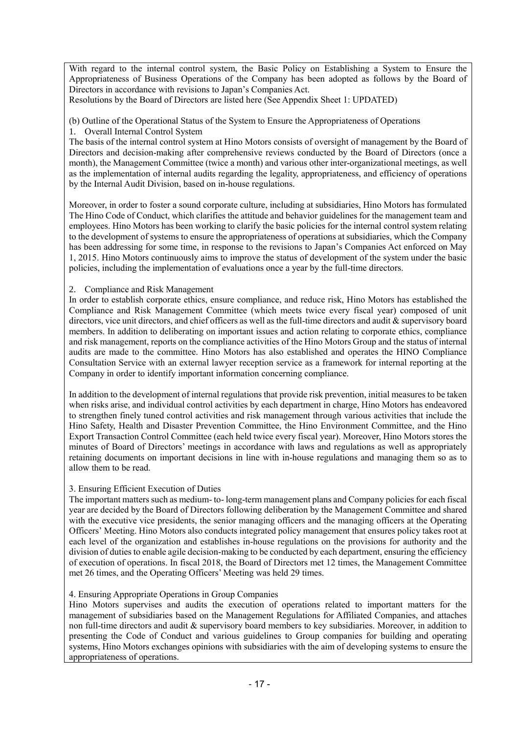With regard to the internal control system, the Basic Policy on Establishing a System to Ensure the Appropriateness of Business Operations of the Company has been adopted as follows by the Board of Directors in accordance with revisions to Japan's Companies Act.
Resolutions by the Board of Directors are listed here (See Appendix Sheet 1: UPDATED)

(b) Outline of the Operational Status of the System to Ensure the Appropriateness of Operations

1. Overall Internal Control System

The basis of the internal control system at Hino Motors consists of oversight of management by the Board of Directors and decision-making after comprehensive reviews conducted by the Board of Directors (once a month), the Management Committee (twice a month) and various other inter-organizational meetings, as well as the implementation of internal audits regarding the legality, appropriateness, and efficiency of operations by the Internal Audit Division, based on in-house regulations.

Moreover, in order to foster a sound corporate culture, including at subsidiaries, Hino Motors has formulated The Hino Code of Conduct, which clarifies the attitude and behavior guidelines for the management team and employees. Hino Motors has been working to clarify the basic policies for the internal control system relating to the development of systems to ensure the appropriateness of operations at subsidiaries, which the Company has been addressing for some time, in response to the revisions to Japan's Companies Act enforced on May 1, 2015. Hino Motors continuously aims to improve the status of development of the system under the basic policies, including the implementation of evaluations once a year by the full-time directors.

2. Compliance and Risk Management

In order to establish corporate ethics, ensure compliance, and reduce risk, Hino Motors has established the Compliance and Risk Management Committee (which meets twice every fiscal year) composed of unit directors, vice unit directors, and chief officers as well as the full-time directors and audit & supervisory board members. In addition to deliberating on important issues and action relating to corporate ethics, compliance and risk management, reports on the compliance activities of the Hino Motors Group and the status of internal audits are made to the committee. Hino Motors has also established and operates the HINO Compliance Consultation Service with an external lawyer reception service as a framework for internal reporting at the Company in order to identify important information concerning compliance.

In addition to the development of internal regulations that provide risk prevention, initial measures to be taken when risks arise, and individual control activities by each department in charge, Hino Motors has endeavored to strengthen finely tuned control activities and risk management through various activities that include the Hino Safety, Health and Disaster Prevention Committee, the Hino Environment Committee, and the Hino Export Transaction Control Committee (each held twice every fiscal year). Moreover, Hino Motors stores the minutes of Board of Directors' meetings in accordance with laws and regulations as well as appropriately retaining documents on important decisions in line with in-house regulations and managing them so as to allow them to be read.

3. Ensuring Efficient Execution of Duties

The important matters such as medium- to- long-term management plans and Company policies for each fiscal year are decided by the Board of Directors following deliberation by the Management Committee and shared with the executive vice presidents, the senior managing officers and the managing officers at the Operating Officers' Meeting. Hino Motors also conducts integrated policy management that ensures policy takes root at each level of the organization and establishes in-house regulations on the provisions for authority and the division of duties to enable agile decision-making to be conducted by each department, ensuring the efficiency of execution of operations. In fiscal 2018, the Board of Directors met 12 times, the Management Committee met 26 times, and the Operating Officers' Meeting was held 29 times.

4. Ensuring Appropriate Operations in Group Companies

Hino Motors supervises and audits the execution of operations related to important matters for the management of subsidiaries based on the Management Regulations for Affiliated Companies, and attaches non full-time directors and audit & supervisory board members to key subsidiaries. Moreover, in addition to presenting the Code of Conduct and various guidelines to Group companies for building and operating systems, Hino Motors exchanges opinions with subsidiaries with the aim of developing systems to ensure the appropriateness of operations.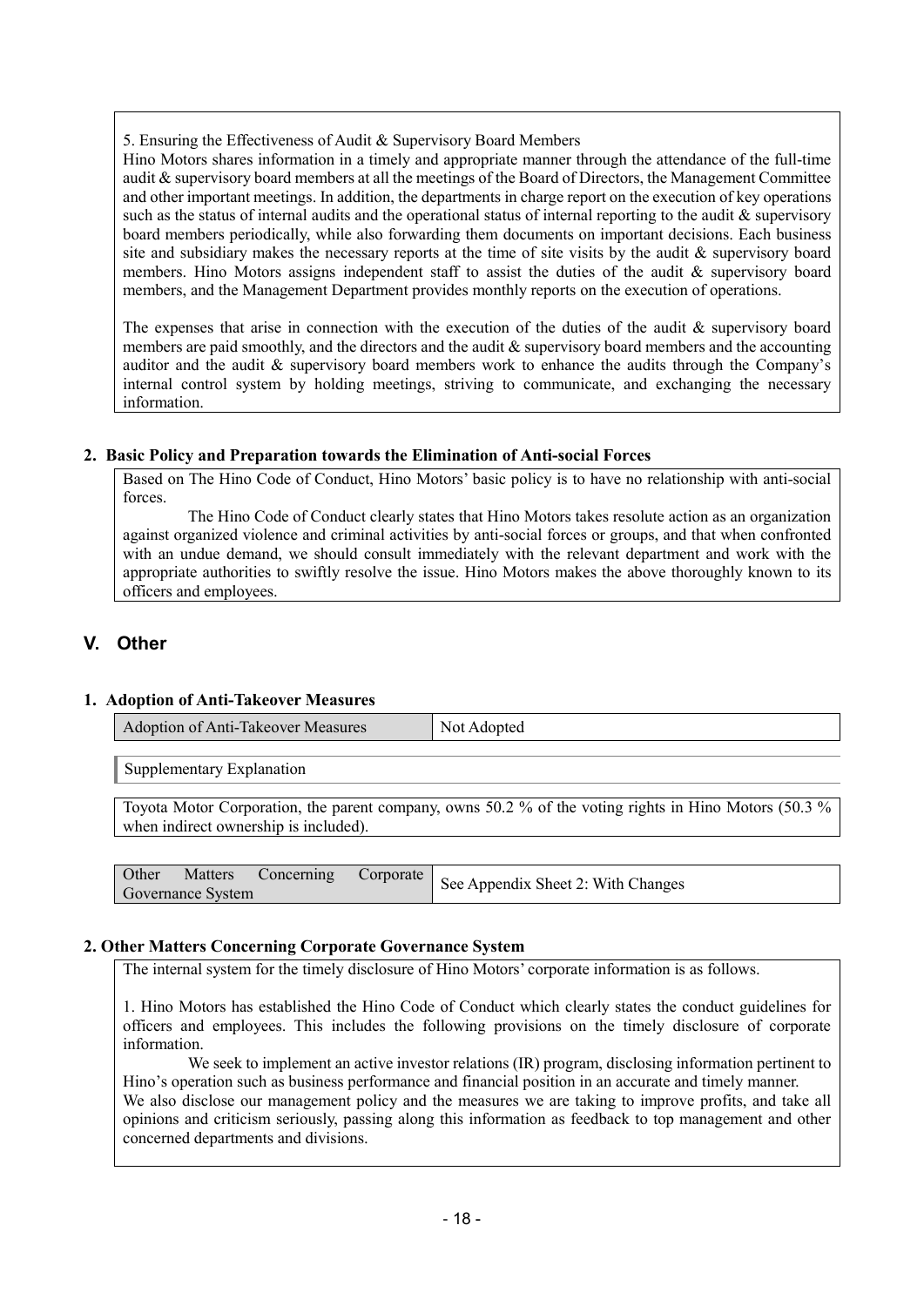5. Ensuring the Effectiveness of Audit & Supervisory Board Members

Hino Motors shares information in a timely and appropriate manner through the attendance of the full-time audit & supervisory board members at all the meetings of the Board of Directors, the Management Committee and other important meetings. In addition, the departments in charge report on the execution of key operations such as the status of internal audits and the operational status of internal reporting to the audit & supervisory board members periodically, while also forwarding them documents on important decisions. Each business site and subsidiary makes the necessary reports at the time of site visits by the audit & supervisory board members. Hino Motors assigns independent staff to assist the duties of the audit & supervisory board members, and the Management Department provides monthly reports on the execution of operations.

The expenses that arise in connection with the execution of the duties of the audit & supervisory board members are paid smoothly, and the directors and the audit & supervisory board members and the accounting auditor and the audit & supervisory board members work to enhance the audits through the Company's internal control system by holding meetings, striving to communicate, and exchanging the necessary information.

### 2. Basic Policy and Preparation towards the Elimination of Anti-social Forces

Based on The Hino Code of Conduct, Hino Motors' basic policy is to have no relationship with anti-social forces.

The Hino Code of Conduct clearly states that Hino Motors takes resolute action as an organization against organized violence and criminal activities by anti-social forces or groups, and that when confronted with an undue demand, we should consult immediately with the relevant department and work with the appropriate authorities to swiftly resolve the issue. Hino Motors makes the above thoroughly known to its officers and employees.

## V. Other

### 1. Adoption of Anti-Takeover Measures

| Adoption of Anti-Takeover Measures | Not Adopted |
|---|---|

Supplementary Explanation

Toyota Motor Corporation, the parent company, owns 50.2 % of the voting rights in Hino Motors (50.3 % when indirect ownership is included).

| Other Matters Concerning Corporate Governance System | See Appendix Sheet 2: With Changes |
|---|---|

### 2. Other Matters Concerning Corporate Governance System

The internal system for the timely disclosure of Hino Motors' corporate information is as follows.

1. Hino Motors has established the Hino Code of Conduct which clearly states the conduct guidelines for officers and employees. This includes the following provisions on the timely disclosure of corporate information.

We seek to implement an active investor relations (IR) program, disclosing information pertinent to Hino's operation such as business performance and financial position in an accurate and timely manner.
We also disclose our management policy and the measures we are taking to improve profits, and take all opinions and criticism seriously, passing along this information as feedback to top management and other concerned departments and divisions.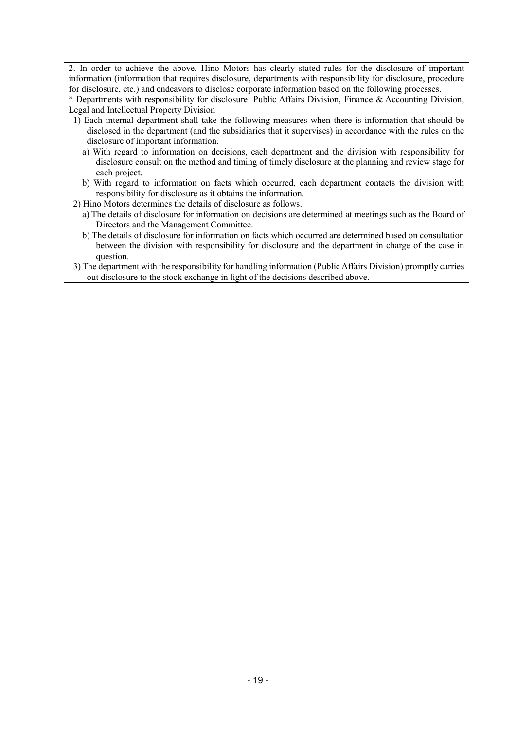2. In order to achieve the above, Hino Motors has clearly stated rules for the disclosure of important information (information that requires disclosure, departments with responsibility for disclosure, procedure for disclosure, etc.) and endeavors to disclose corporate information based on the following processes.

* Departments with responsibility for disclosure: Public Affairs Division, Finance & Accounting Division, Legal and Intellectual Property Division

1) Each internal department shall take the following measures when there is information that should be disclosed in the department (and the subsidiaries that it supervises) in accordance with the rules on the disclosure of important information.
   - a) With regard to information on decisions, each department and the division with responsibility for disclosure consult on the method and timing of timely disclosure at the planning and review stage for each project.
   - b) With regard to information on facts which occurred, each department contacts the division with responsibility for disclosure as it obtains the information.
2) Hino Motors determines the details of disclosure as follows.
   - a) The details of disclosure for information on decisions are determined at meetings such as the Board of Directors and the Management Committee.
   - b) The details of disclosure for information on facts which occurred are determined based on consultation between the division with responsibility for disclosure and the department in charge of the case in question.
3) The department with the responsibility for handling information (Public Affairs Division) promptly carries out disclosure to the stock exchange in light of the decisions described above.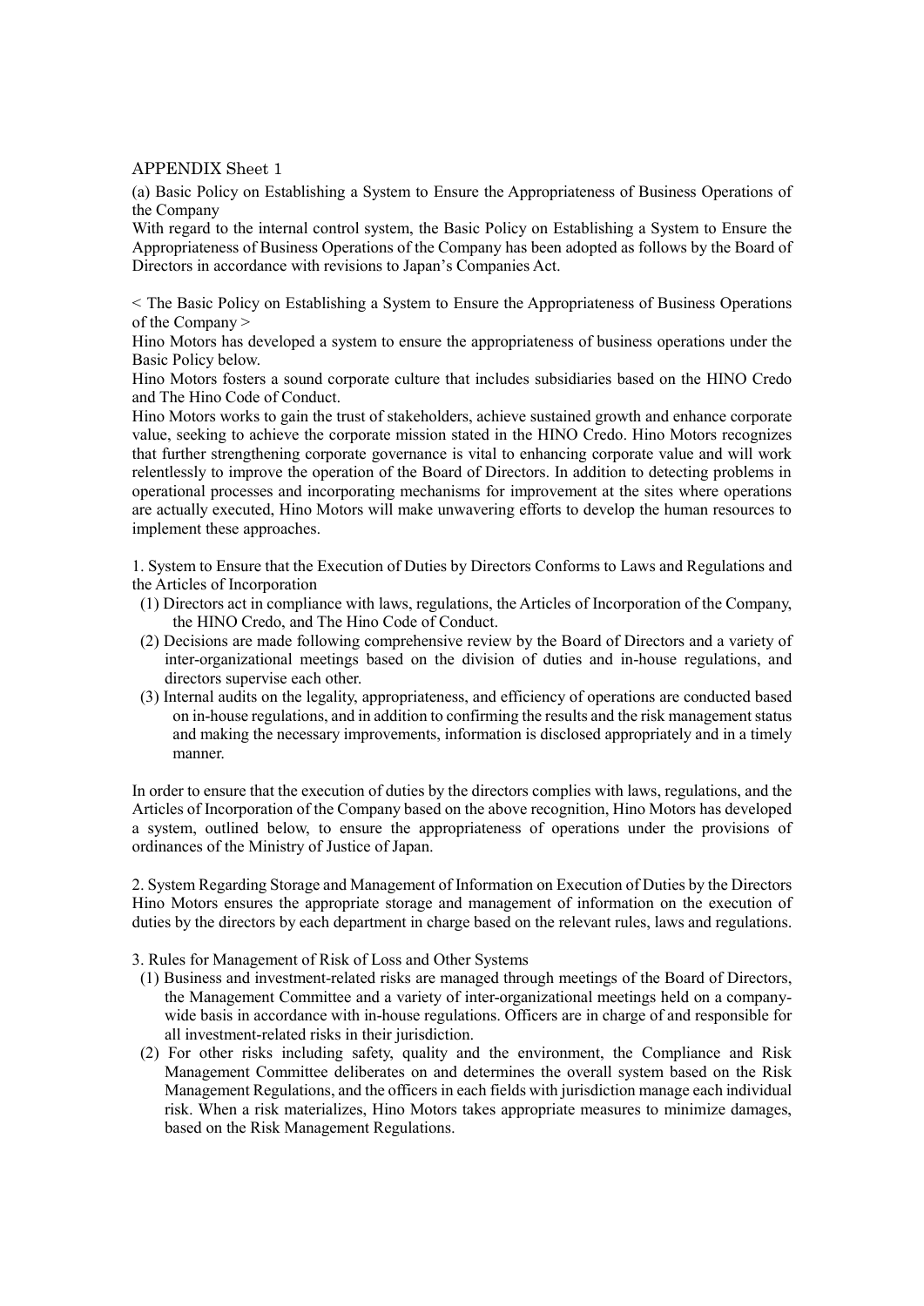APPENDIX Sheet 1

(a) Basic Policy on Establishing a System to Ensure the Appropriateness of Business Operations of the Company

With regard to the internal control system, the Basic Policy on Establishing a System to Ensure the Appropriateness of Business Operations of the Company has been adopted as follows by the Board of Directors in accordance with revisions to Japan's Companies Act.

< The Basic Policy on Establishing a System to Ensure the Appropriateness of Business Operations of the Company >

Hino Motors has developed a system to ensure the appropriateness of business operations under the Basic Policy below.

Hino Motors fosters a sound corporate culture that includes subsidiaries based on the HINO Credo and The Hino Code of Conduct.

Hino Motors works to gain the trust of stakeholders, achieve sustained growth and enhance corporate value, seeking to achieve the corporate mission stated in the HINO Credo. Hino Motors recognizes that further strengthening corporate governance is vital to enhancing corporate value and will work relentlessly to improve the operation of the Board of Directors. In addition to detecting problems in operational processes and incorporating mechanisms for improvement at the sites where operations are actually executed, Hino Motors will make unwavering efforts to develop the human resources to implement these approaches.

1. System to Ensure that the Execution of Duties by Directors Conforms to Laws and Regulations and the Articles of Incorporation

(1) Directors act in compliance with laws, regulations, the Articles of Incorporation of the Company, the HINO Credo, and The Hino Code of Conduct.

(2) Decisions are made following comprehensive review by the Board of Directors and a variety of inter-organizational meetings based on the division of duties and in-house regulations, and directors supervise each other.

(3) Internal audits on the legality, appropriateness, and efficiency of operations are conducted based on in-house regulations, and in addition to confirming the results and the risk management status and making the necessary improvements, information is disclosed appropriately and in a timely manner.

In order to ensure that the execution of duties by the directors complies with laws, regulations, and the Articles of Incorporation of the Company based on the above recognition, Hino Motors has developed a system, outlined below, to ensure the appropriateness of operations under the provisions of ordinances of the Ministry of Justice of Japan.

2. System Regarding Storage and Management of Information on Execution of Duties by the Directors

Hino Motors ensures the appropriate storage and management of information on the execution of duties by the directors by each department in charge based on the relevant rules, laws and regulations.

3. Rules for Management of Risk of Loss and Other Systems

(1) Business and investment-related risks are managed through meetings of the Board of Directors, the Management Committee and a variety of inter-organizational meetings held on a company-wide basis in accordance with in-house regulations. Officers are in charge of and responsible for all investment-related risks in their jurisdiction.

(2) For other risks including safety, quality and the environment, the Compliance and Risk Management Committee deliberates on and determines the overall system based on the Risk Management Regulations, and the officers in each fields with jurisdiction manage each individual risk. When a risk materializes, Hino Motors takes appropriate measures to minimize damages, based on the Risk Management Regulations.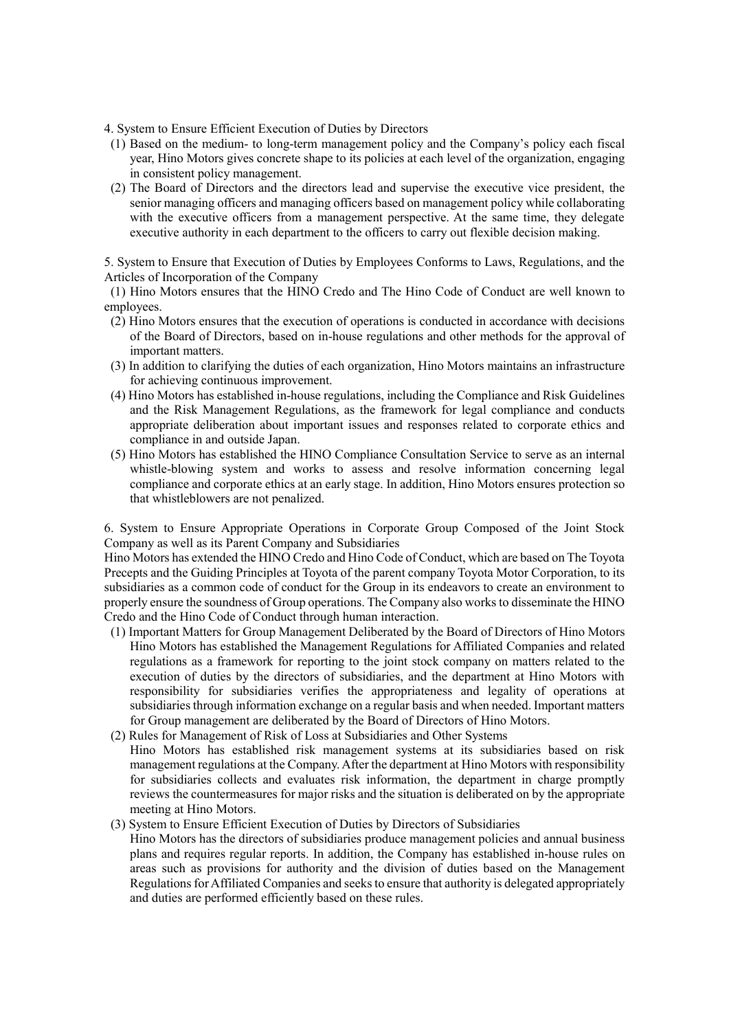4. System to Ensure Efficient Execution of Duties by Directors

(1) Based on the medium- to long-term management policy and the Company's policy each fiscal year, Hino Motors gives concrete shape to its policies at each level of the organization, engaging in consistent policy management.

(2) The Board of Directors and the directors lead and supervise the executive vice president, the senior managing officers and managing officers based on management policy while collaborating with the executive officers from a management perspective. At the same time, they delegate executive authority in each department to the officers to carry out flexible decision making.

5. System to Ensure that Execution of Duties by Employees Conforms to Laws, Regulations, and the Articles of Incorporation of the Company

(1) Hino Motors ensures that the HINO Credo and The Hino Code of Conduct are well known to employees.

(2) Hino Motors ensures that the execution of operations is conducted in accordance with decisions of the Board of Directors, based on in-house regulations and other methods for the approval of important matters.

(3) In addition to clarifying the duties of each organization, Hino Motors maintains an infrastructure for achieving continuous improvement.

(4) Hino Motors has established in-house regulations, including the Compliance and Risk Guidelines and the Risk Management Regulations, as the framework for legal compliance and conducts appropriate deliberation about important issues and responses related to corporate ethics and compliance in and outside Japan.

(5) Hino Motors has established the HINO Compliance Consultation Service to serve as an internal whistle-blowing system and works to assess and resolve information concerning legal compliance and corporate ethics at an early stage. In addition, Hino Motors ensures protection so that whistleblowers are not penalized.

6. System to Ensure Appropriate Operations in Corporate Group Composed of the Joint Stock Company as well as its Parent Company and Subsidiaries

Hino Motors has extended the HINO Credo and Hino Code of Conduct, which are based on The Toyota Precepts and the Guiding Principles at Toyota of the parent company Toyota Motor Corporation, to its subsidiaries as a common code of conduct for the Group in its endeavors to create an environment to properly ensure the soundness of Group operations. The Company also works to disseminate the HINO Credo and the Hino Code of Conduct through human interaction.

(1) Important Matters for Group Management Deliberated by the Board of Directors of Hino Motors
Hino Motors has established the Management Regulations for Affiliated Companies and related regulations as a framework for reporting to the joint stock company on matters related to the execution of duties by the directors of subsidiaries, and the department at Hino Motors with responsibility for subsidiaries verifies the appropriateness and legality of operations at subsidiaries through information exchange on a regular basis and when needed. Important matters for Group management are deliberated by the Board of Directors of Hino Motors.

(2) Rules for Management of Risk of Loss at Subsidiaries and Other Systems
Hino Motors has established risk management systems at its subsidiaries based on risk management regulations at the Company. After the department at Hino Motors with responsibility for subsidiaries collects and evaluates risk information, the department in charge promptly reviews the countermeasures for major risks and the situation is deliberated on by the appropriate meeting at Hino Motors.

(3) System to Ensure Efficient Execution of Duties by Directors of Subsidiaries
Hino Motors has the directors of subsidiaries produce management policies and annual business plans and requires regular reports. In addition, the Company has established in-house rules on areas such as provisions for authority and the division of duties based on the Management Regulations for Affiliated Companies and seeks to ensure that authority is delegated appropriately and duties are performed efficiently based on these rules.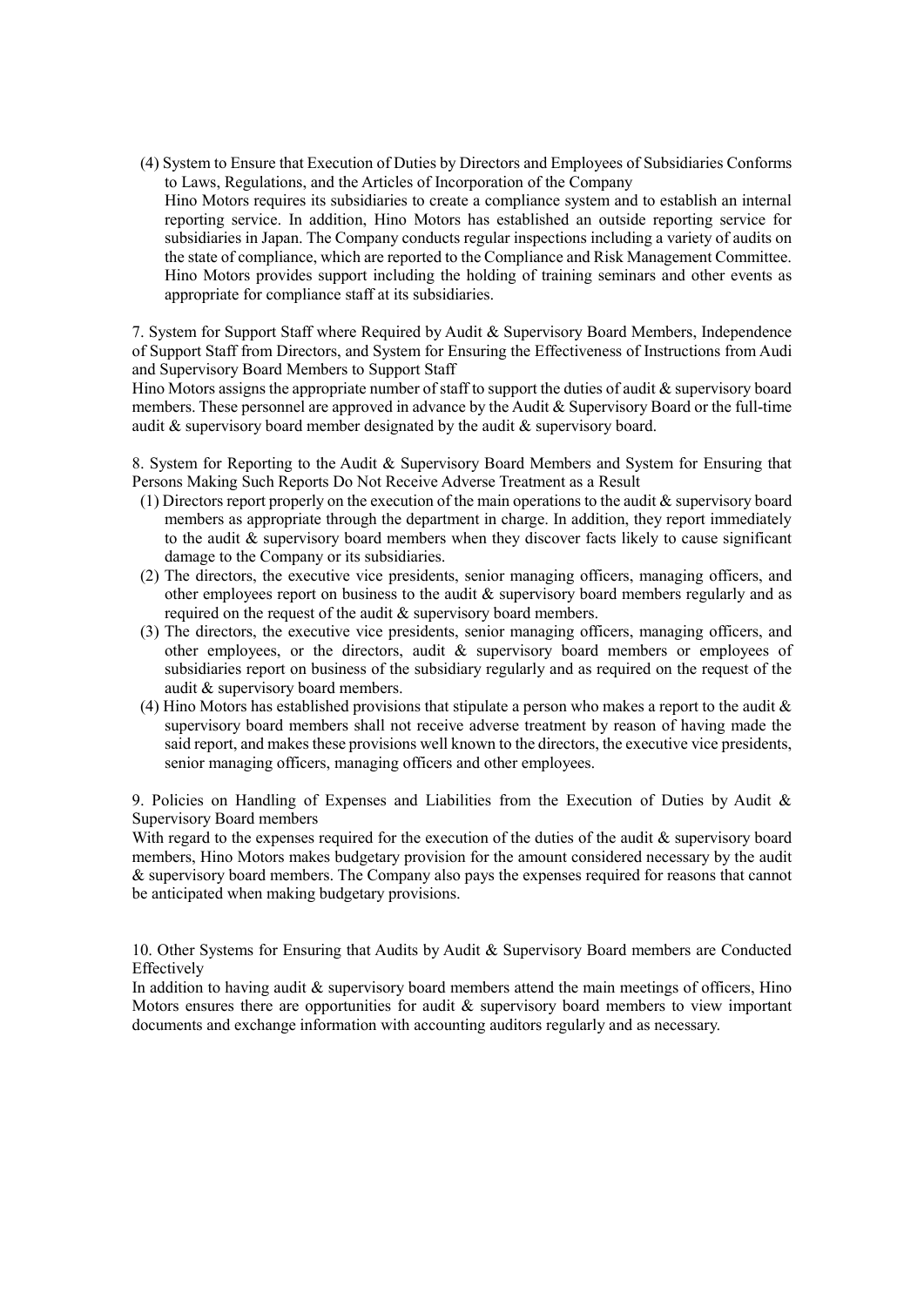(4) System to Ensure that Execution of Duties by Directors and Employees of Subsidiaries Conforms to Laws, Regulations, and the Articles of Incorporation of the Company

Hino Motors requires its subsidiaries to create a compliance system and to establish an internal reporting service. In addition, Hino Motors has established an outside reporting service for subsidiaries in Japan. The Company conducts regular inspections including a variety of audits on the state of compliance, which are reported to the Compliance and Risk Management Committee. Hino Motors provides support including the holding of training seminars and other events as appropriate for compliance staff at its subsidiaries.

7. System for Support Staff where Required by Audit & Supervisory Board Members, Independence of Support Staff from Directors, and System for Ensuring the Effectiveness of Instructions from Audi and Supervisory Board Members to Support Staff

Hino Motors assigns the appropriate number of staff to support the duties of audit & supervisory board members. These personnel are approved in advance by the Audit & Supervisory Board or the full-time audit & supervisory board member designated by the audit & supervisory board.

8. System for Reporting to the Audit & Supervisory Board Members and System for Ensuring that Persons Making Such Reports Do Not Receive Adverse Treatment as a Result

(1) Directors report properly on the execution of the main operations to the audit & supervisory board members as appropriate through the department in charge. In addition, they report immediately to the audit & supervisory board members when they discover facts likely to cause significant damage to the Company or its subsidiaries.

(2) The directors, the executive vice presidents, senior managing officers, managing officers, and other employees report on business to the audit & supervisory board members regularly and as required on the request of the audit & supervisory board members.

(3) The directors, the executive vice presidents, senior managing officers, managing officers, and other employees, or the directors, audit & supervisory board members or employees of subsidiaries report on business of the subsidiary regularly and as required on the request of the audit & supervisory board members.

(4) Hino Motors has established provisions that stipulate a person who makes a report to the audit & supervisory board members shall not receive adverse treatment by reason of having made the said report, and makes these provisions well known to the directors, the executive vice presidents, senior managing officers, managing officers and other employees.

9. Policies on Handling of Expenses and Liabilities from the Execution of Duties by Audit & Supervisory Board members

With regard to the expenses required for the execution of the duties of the audit & supervisory board members, Hino Motors makes budgetary provision for the amount considered necessary by the audit & supervisory board members. The Company also pays the expenses required for reasons that cannot be anticipated when making budgetary provisions.

10. Other Systems for Ensuring that Audits by Audit & Supervisory Board members are Conducted Effectively

In addition to having audit & supervisory board members attend the main meetings of officers, Hino Motors ensures there are opportunities for audit & supervisory board members to view important documents and exchange information with accounting auditors regularly and as necessary.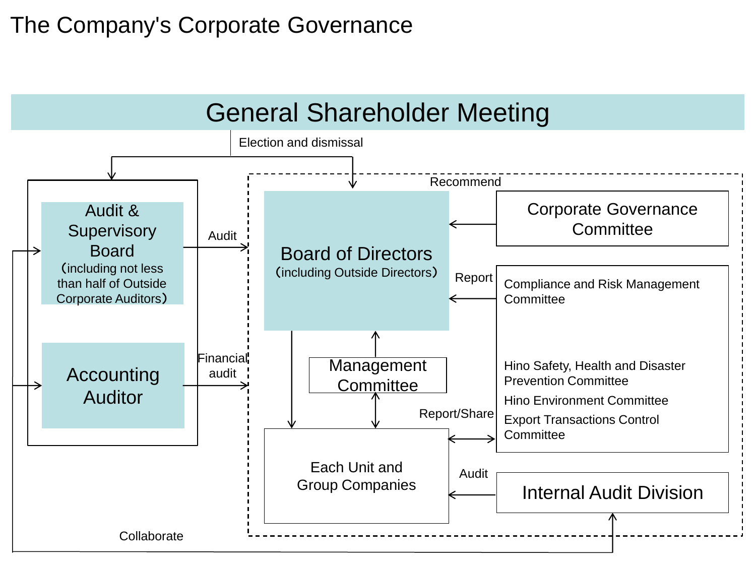# The Company's Corporate Governance

General Shareholder Meeting

Election and dismissal

Audit & Supervisory Board
（including not less than half of Outside Corporate Auditors）

Accounting Auditor

Audit

Financial audit

Recommend

Board of Directors
（including Outside Directors）

Corporate Governance Committee

Report

Compliance and Risk Management Committee

Hino Safety, Health and Disaster Prevention Committee

Hino Environment Committee

Export Transactions Control Committee

Management Committee

Report/Share

Each Unit and Group Companies

Audit

Internal Audit Division

Collaborate